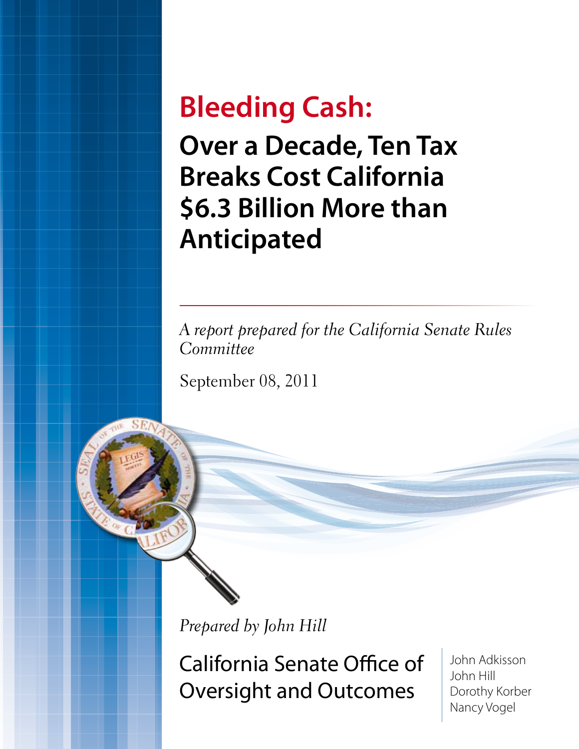# Bleeding Cash:

## Over a Decade, Ten Tax Breaks Cost California $6.3 Billion More than Anticipated

*A report prepared for the California Senate Rules Committee*

September 08, 2011

*Prepared by John Hill*

California Senate Office of Oversight and Outcomes

John Adkisson
John Hill
Dorothy Korber
Nancy Vogel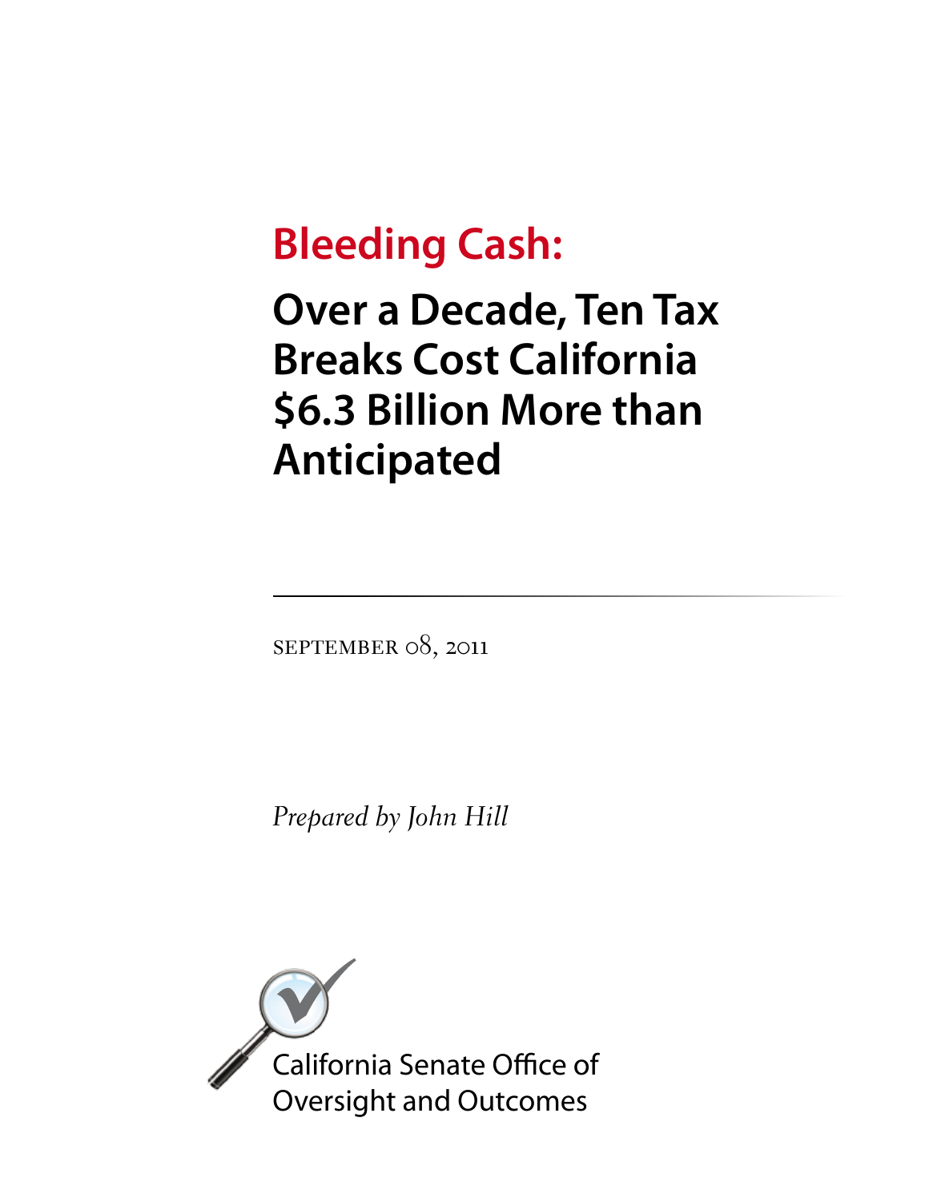# Bleeding Cash:

## Over a Decade, Ten Tax Breaks Cost California $6.3 Billion More than Anticipated

---

SEPTEMBER 08, 2011

*Prepared by John Hill*

California Senate Office of Oversight and Outcomes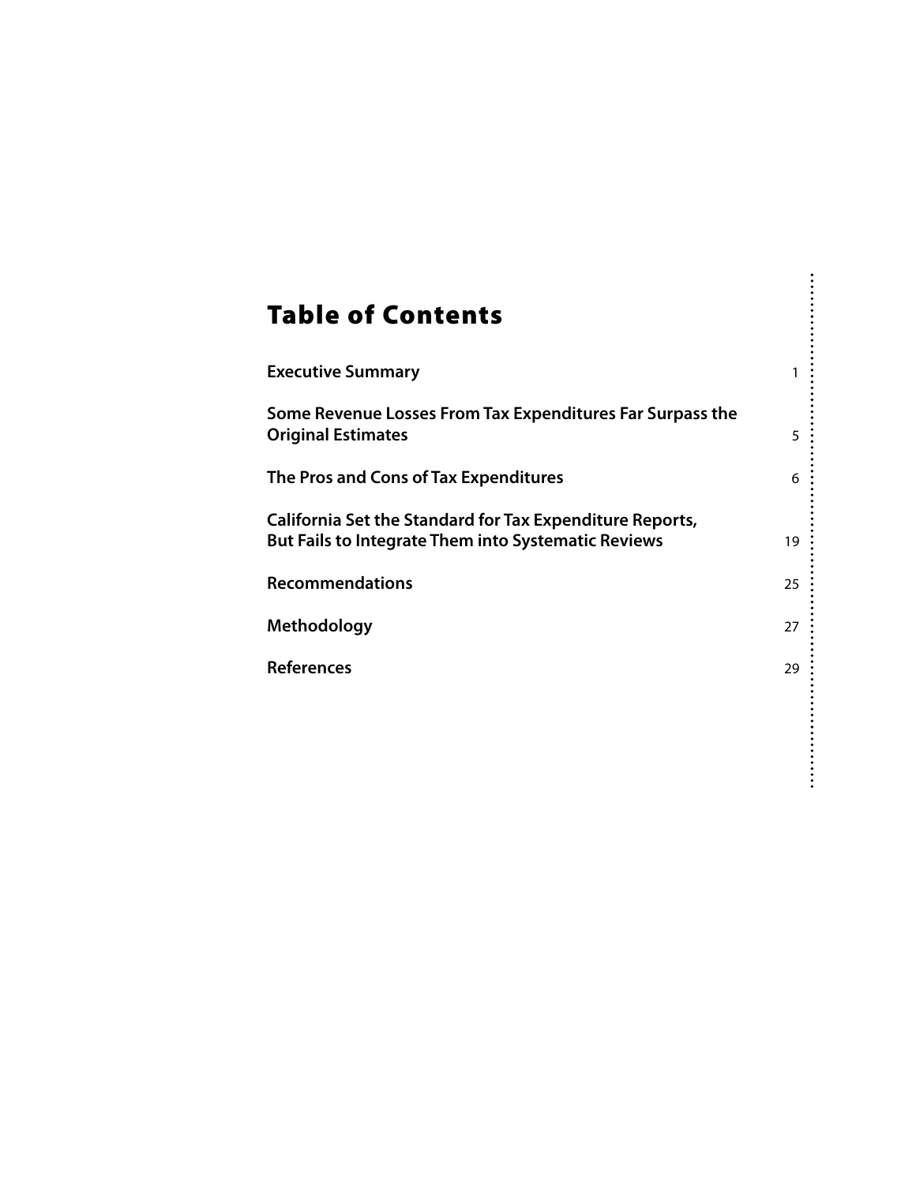# Table of Contents

| | |
|---|---|
| **Executive Summary** | 1 |
| **Some Revenue Losses From Tax Expenditures Far Surpass the Original Estimates** | 5 |
| **The Pros and Cons of Tax Expenditures** | 6 |
| **California Set the Standard for Tax Expenditure Reports, But Fails to Integrate Them into Systematic Reviews** | 19 |
| **Recommendations** | 25 |
| **Methodology** | 27 |
| **References** | 29 |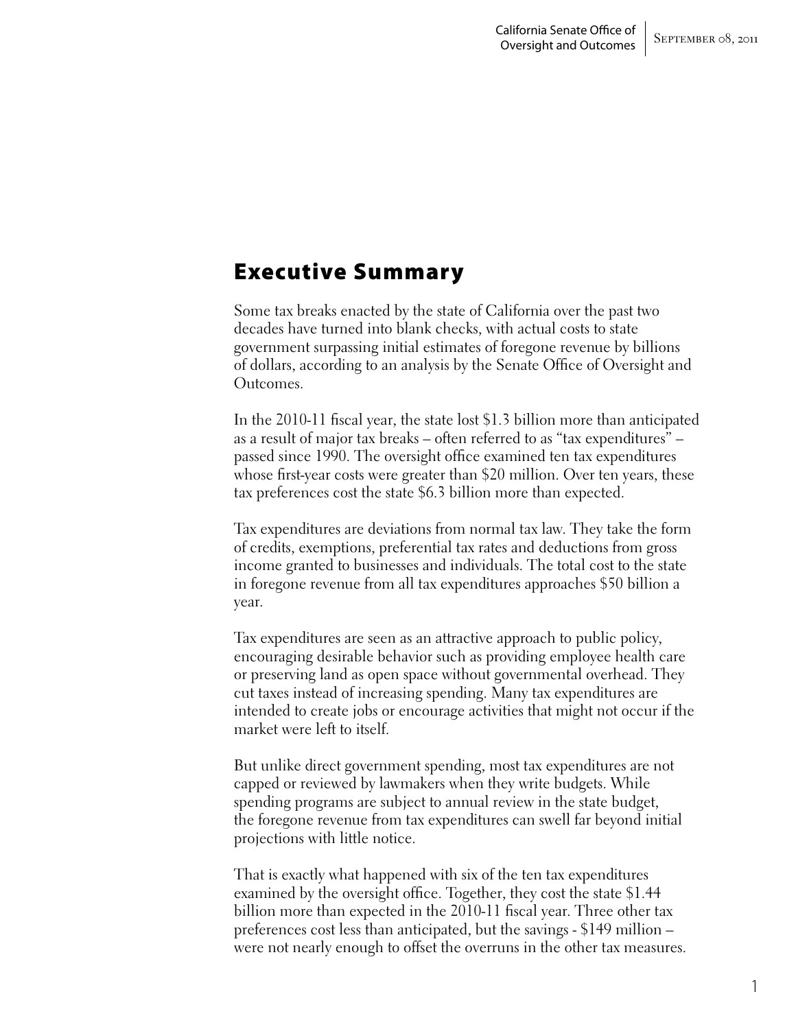# Executive Summary

Some tax breaks enacted by the state of California over the past two decades have turned into blank checks, with actual costs to state government surpassing initial estimates of foregone revenue by billions of dollars, according to an analysis by the Senate Office of Oversight and Outcomes.

In the 2010-11 fiscal year, the state lost $1.3 billion more than anticipated as a result of major tax breaks – often referred to as "tax expenditures" – passed since 1990. The oversight office examined ten tax expenditures whose first-year costs were greater than $20 million. Over ten years, these tax preferences cost the state $6.3 billion more than expected.

Tax expenditures are deviations from normal tax law. They take the form of credits, exemptions, preferential tax rates and deductions from gross income granted to businesses and individuals. The total cost to the state in foregone revenue from all tax expenditures approaches $50 billion a year.

Tax expenditures are seen as an attractive approach to public policy, encouraging desirable behavior such as providing employee health care or preserving land as open space without governmental overhead. They cut taxes instead of increasing spending. Many tax expenditures are intended to create jobs or encourage activities that might not occur if the market were left to itself.

But unlike direct government spending, most tax expenditures are not capped or reviewed by lawmakers when they write budgets. While spending programs are subject to annual review in the state budget, the foregone revenue from tax expenditures can swell far beyond initial projections with little notice.

That is exactly what happened with six of the ten tax expenditures examined by the oversight office. Together, they cost the state $1.44 billion more than expected in the 2010-11 fiscal year. Three other tax preferences cost less than anticipated, but the savings - $149 million – were not nearly enough to offset the overruns in the other tax measures.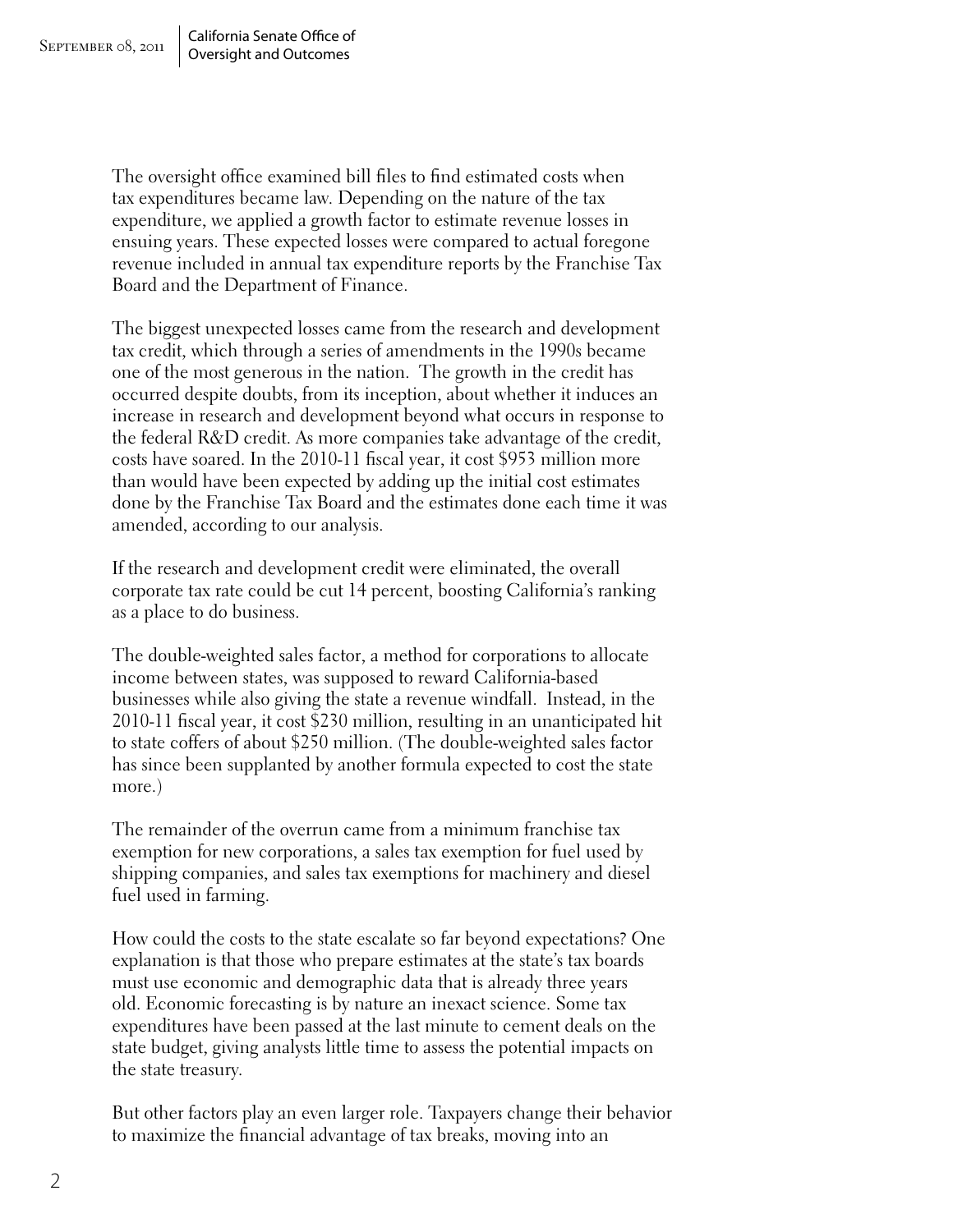The oversight office examined bill files to find estimated costs when tax expenditures became law. Depending on the nature of the tax expenditure, we applied a growth factor to estimate revenue losses in ensuing years. These expected losses were compared to actual foregone revenue included in annual tax expenditure reports by the Franchise Tax Board and the Department of Finance.

The biggest unexpected losses came from the research and development tax credit, which through a series of amendments in the 1990s became one of the most generous in the nation. The growth in the credit has occurred despite doubts, from its inception, about whether it induces an increase in research and development beyond what occurs in response to the federal R&D credit. As more companies take advantage of the credit, costs have soared. In the 2010-11 fiscal year, it cost $953 million more than would have been expected by adding up the initial cost estimates done by the Franchise Tax Board and the estimates done each time it was amended, according to our analysis.

If the research and development credit were eliminated, the overall corporate tax rate could be cut 14 percent, boosting California's ranking as a place to do business.

The double-weighted sales factor, a method for corporations to allocate income between states, was supposed to reward California-based businesses while also giving the state a revenue windfall. Instead, in the 2010-11 fiscal year, it cost $230 million, resulting in an unanticipated hit to state coffers of about $250 million. (The double-weighted sales factor has since been supplanted by another formula expected to cost the state more.)

The remainder of the overrun came from a minimum franchise tax exemption for new corporations, a sales tax exemption for fuel used by shipping companies, and sales tax exemptions for machinery and diesel fuel used in farming.

How could the costs to the state escalate so far beyond expectations? One explanation is that those who prepare estimates at the state's tax boards must use economic and demographic data that is already three years old. Economic forecasting is by nature an inexact science. Some tax expenditures have been passed at the last minute to cement deals on the state budget, giving analysts little time to assess the potential impacts on the state treasury.

But other factors play an even larger role. Taxpayers change their behavior to maximize the financial advantage of tax breaks, moving into an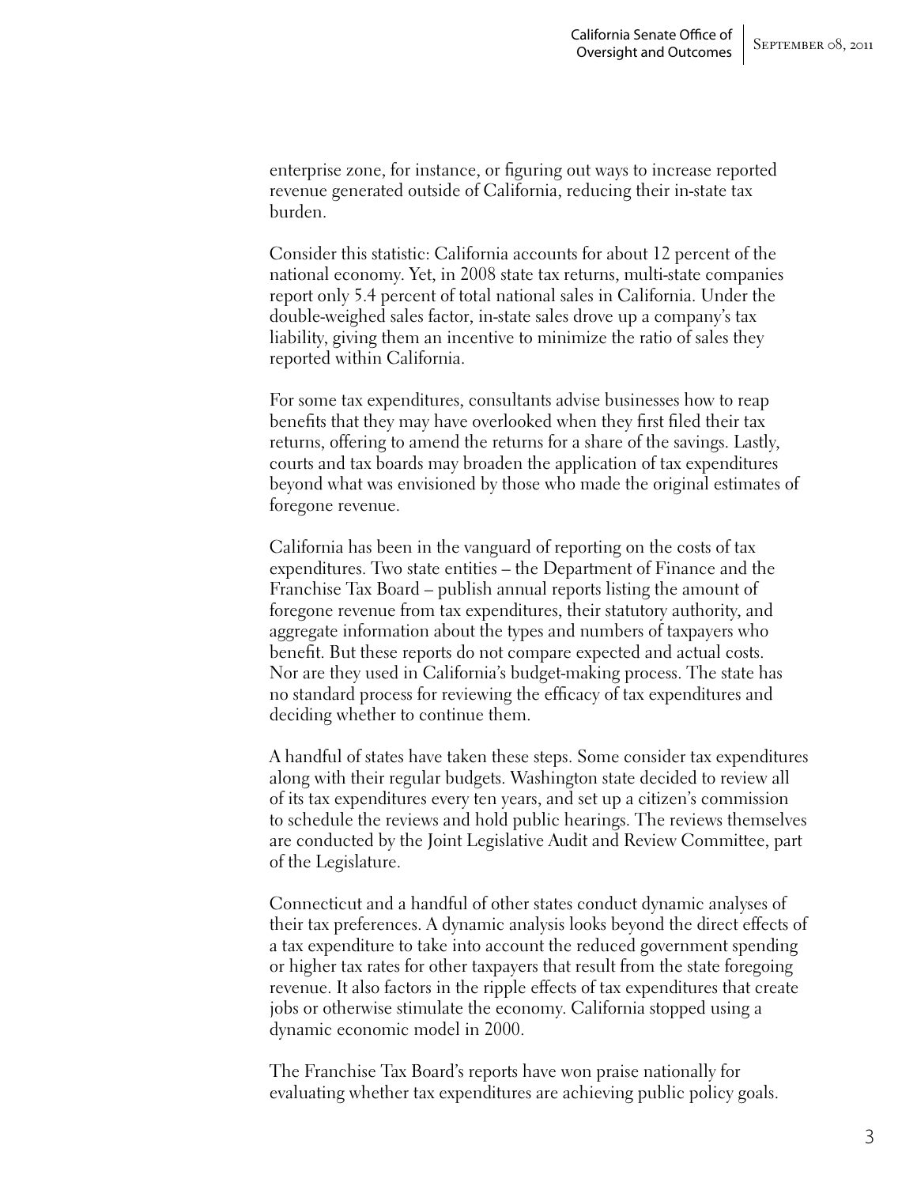enterprise zone, for instance, or figuring out ways to increase reported revenue generated outside of California, reducing their in-state tax burden.

Consider this statistic: California accounts for about 12 percent of the national economy. Yet, in 2008 state tax returns, multi-state companies report only 5.4 percent of total national sales in California. Under the double-weighed sales factor, in-state sales drove up a company's tax liability, giving them an incentive to minimize the ratio of sales they reported within California.

For some tax expenditures, consultants advise businesses how to reap benefits that they may have overlooked when they first filed their tax returns, offering to amend the returns for a share of the savings. Lastly, courts and tax boards may broaden the application of tax expenditures beyond what was envisioned by those who made the original estimates of foregone revenue.

California has been in the vanguard of reporting on the costs of tax expenditures. Two state entities – the Department of Finance and the Franchise Tax Board – publish annual reports listing the amount of foregone revenue from tax expenditures, their statutory authority, and aggregate information about the types and numbers of taxpayers who benefit. But these reports do not compare expected and actual costs. Nor are they used in California's budget-making process. The state has no standard process for reviewing the efficacy of tax expenditures and deciding whether to continue them.

A handful of states have taken these steps. Some consider tax expenditures along with their regular budgets. Washington state decided to review all of its tax expenditures every ten years, and set up a citizen's commission to schedule the reviews and hold public hearings. The reviews themselves are conducted by the Joint Legislative Audit and Review Committee, part of the Legislature.

Connecticut and a handful of other states conduct dynamic analyses of their tax preferences. A dynamic analysis looks beyond the direct effects of a tax expenditure to take into account the reduced government spending or higher tax rates for other taxpayers that result from the state foregoing revenue. It also factors in the ripple effects of tax expenditures that create jobs or otherwise stimulate the economy. California stopped using a dynamic economic model in 2000.

The Franchise Tax Board's reports have won praise nationally for evaluating whether tax expenditures are achieving public policy goals.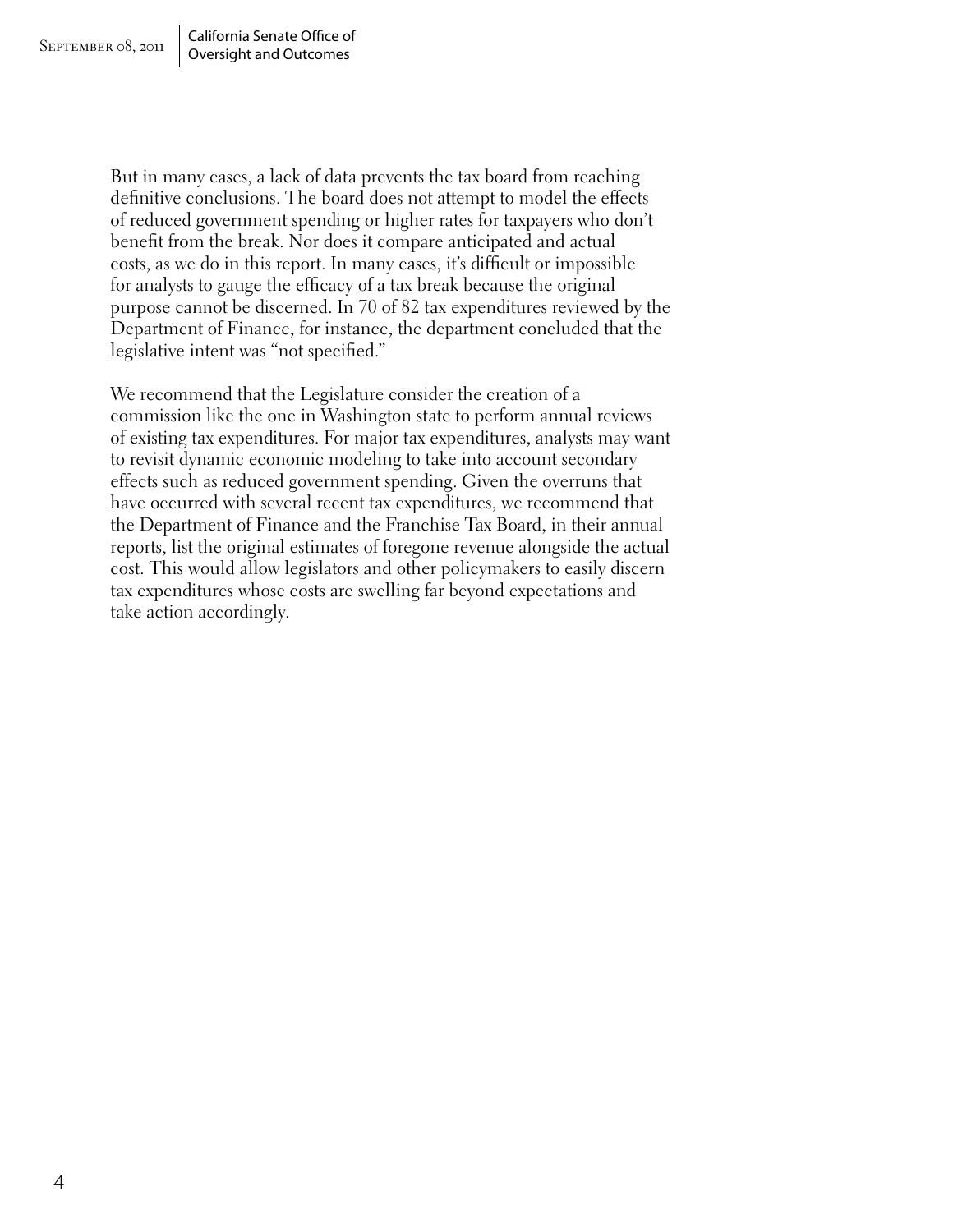But in many cases, a lack of data prevents the tax board from reaching definitive conclusions. The board does not attempt to model the effects of reduced government spending or higher rates for taxpayers who don't benefit from the break. Nor does it compare anticipated and actual costs, as we do in this report. In many cases, it's difficult or impossible for analysts to gauge the efficacy of a tax break because the original purpose cannot be discerned. In 70 of 82 tax expenditures reviewed by the Department of Finance, for instance, the department concluded that the legislative intent was "not specified."

We recommend that the Legislature consider the creation of a commission like the one in Washington state to perform annual reviews of existing tax expenditures. For major tax expenditures, analysts may want to revisit dynamic economic modeling to take into account secondary effects such as reduced government spending. Given the overruns that have occurred with several recent tax expenditures, we recommend that the Department of Finance and the Franchise Tax Board, in their annual reports, list the original estimates of foregone revenue alongside the actual cost. This would allow legislators and other policymakers to easily discern tax expenditures whose costs are swelling far beyond expectations and take action accordingly.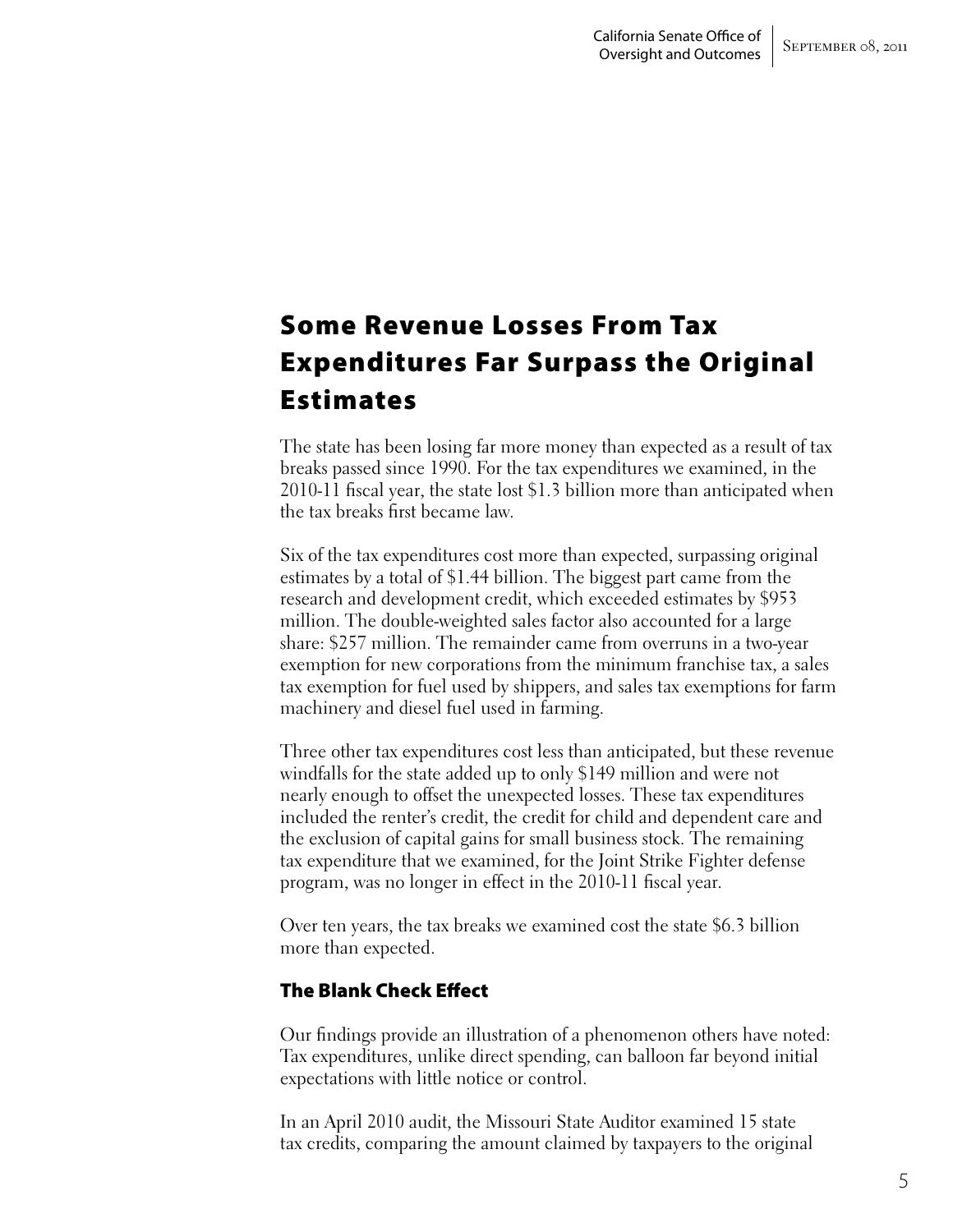# Some Revenue Losses From Tax Expenditures Far Surpass the Original Estimates

The state has been losing far more money than expected as a result of tax breaks passed since 1990. For the tax expenditures we examined, in the 2010-11 fiscal year, the state lost $1.3 billion more than anticipated when the tax breaks first became law.

Six of the tax expenditures cost more than expected, surpassing original estimates by a total of $1.44 billion. The biggest part came from the research and development credit, which exceeded estimates by $953 million. The double-weighted sales factor also accounted for a large share: $257 million. The remainder came from overruns in a two-year exemption for new corporations from the minimum franchise tax, a sales tax exemption for fuel used by shippers, and sales tax exemptions for farm machinery and diesel fuel used in farming.

Three other tax expenditures cost less than anticipated, but these revenue windfalls for the state added up to only $149 million and were not nearly enough to offset the unexpected losses. These tax expenditures included the renter's credit, the credit for child and dependent care and the exclusion of capital gains for small business stock. The remaining tax expenditure that we examined, for the Joint Strike Fighter defense program, was no longer in effect in the 2010-11 fiscal year.

Over ten years, the tax breaks we examined cost the state $6.3 billion more than expected.

### The Blank Check Effect

Our findings provide an illustration of a phenomenon others have noted: Tax expenditures, unlike direct spending, can balloon far beyond initial expectations with little notice or control.

In an April 2010 audit, the Missouri State Auditor examined 15 state tax credits, comparing the amount claimed by taxpayers to the original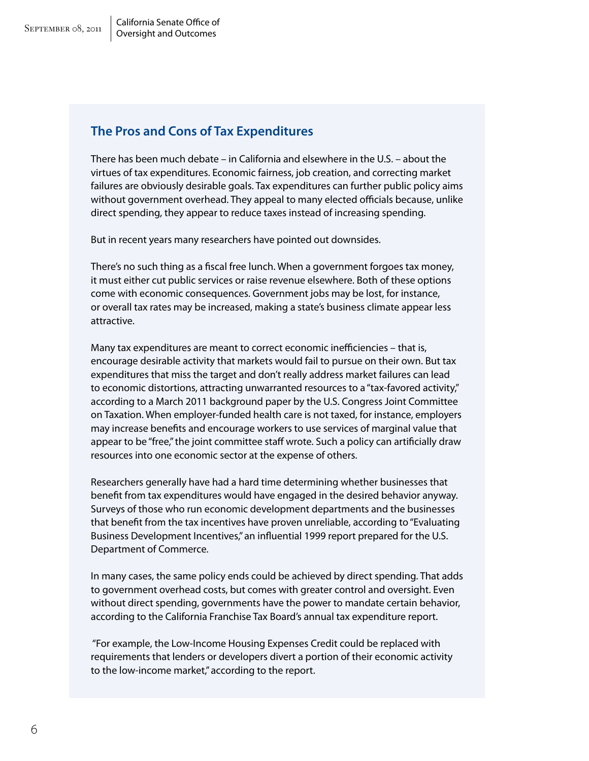## The Pros and Cons of Tax Expenditures

There has been much debate – in California and elsewhere in the U.S. – about the virtues of tax expenditures. Economic fairness, job creation, and correcting market failures are obviously desirable goals. Tax expenditures can further public policy aims without government overhead. They appeal to many elected officials because, unlike direct spending, they appear to reduce taxes instead of increasing spending.

But in recent years many researchers have pointed out downsides.

There's no such thing as a fiscal free lunch. When a government forgoes tax money, it must either cut public services or raise revenue elsewhere. Both of these options come with economic consequences. Government jobs may be lost, for instance, or overall tax rates may be increased, making a state's business climate appear less attractive.

Many tax expenditures are meant to correct economic inefficiencies – that is, encourage desirable activity that markets would fail to pursue on their own. But tax expenditures that miss the target and don't really address market failures can lead to economic distortions, attracting unwarranted resources to a "tax-favored activity," according to a March 2011 background paper by the U.S. Congress Joint Committee on Taxation. When employer-funded health care is not taxed, for instance, employers may increase benefits and encourage workers to use services of marginal value that appear to be "free," the joint committee staff wrote. Such a policy can artificially draw resources into one economic sector at the expense of others.

Researchers generally have had a hard time determining whether businesses that benefit from tax expenditures would have engaged in the desired behavior anyway. Surveys of those who run economic development departments and the businesses that benefit from the tax incentives have proven unreliable, according to "Evaluating Business Development Incentives," an influential 1999 report prepared for the U.S. Department of Commerce.

In many cases, the same policy ends could be achieved by direct spending. That adds to government overhead costs, but comes with greater control and oversight. Even without direct spending, governments have the power to mandate certain behavior, according to the California Franchise Tax Board's annual tax expenditure report.

"For example, the Low-Income Housing Expenses Credit could be replaced with requirements that lenders or developers divert a portion of their economic activity to the low-income market," according to the report.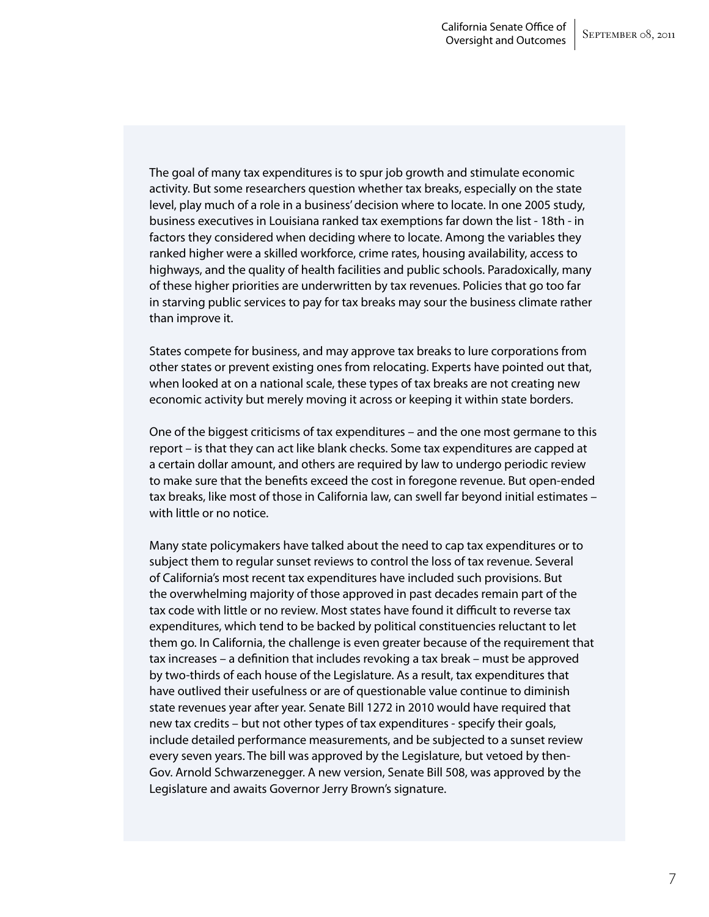The goal of many tax expenditures is to spur job growth and stimulate economic activity. But some researchers question whether tax breaks, especially on the state level, play much of a role in a business' decision where to locate. In one 2005 study, business executives in Louisiana ranked tax exemptions far down the list - 18th - in factors they considered when deciding where to locate. Among the variables they ranked higher were a skilled workforce, crime rates, housing availability, access to highways, and the quality of health facilities and public schools. Paradoxically, many of these higher priorities are underwritten by tax revenues. Policies that go too far in starving public services to pay for tax breaks may sour the business climate rather than improve it.

States compete for business, and may approve tax breaks to lure corporations from other states or prevent existing ones from relocating. Experts have pointed out that, when looked at on a national scale, these types of tax breaks are not creating new economic activity but merely moving it across or keeping it within state borders.

One of the biggest criticisms of tax expenditures – and the one most germane to this report – is that they can act like blank checks. Some tax expenditures are capped at a certain dollar amount, and others are required by law to undergo periodic review to make sure that the benefits exceed the cost in foregone revenue. But open-ended tax breaks, like most of those in California law, can swell far beyond initial estimates – with little or no notice.

Many state policymakers have talked about the need to cap tax expenditures or to subject them to regular sunset reviews to control the loss of tax revenue. Several of California's most recent tax expenditures have included such provisions. But the overwhelming majority of those approved in past decades remain part of the tax code with little or no review. Most states have found it difficult to reverse tax expenditures, which tend to be backed by political constituencies reluctant to let them go. In California, the challenge is even greater because of the requirement that tax increases – a definition that includes revoking a tax break – must be approved by two-thirds of each house of the Legislature. As a result, tax expenditures that have outlived their usefulness or are of questionable value continue to diminish state revenues year after year. Senate Bill 1272 in 2010 would have required that new tax credits – but not other types of tax expenditures - specify their goals, include detailed performance measurements, and be subjected to a sunset review every seven years. The bill was approved by the Legislature, but vetoed by then-Gov. Arnold Schwarzenegger. A new version, Senate Bill 508, was approved by the Legislature and awaits Governor Jerry Brown's signature.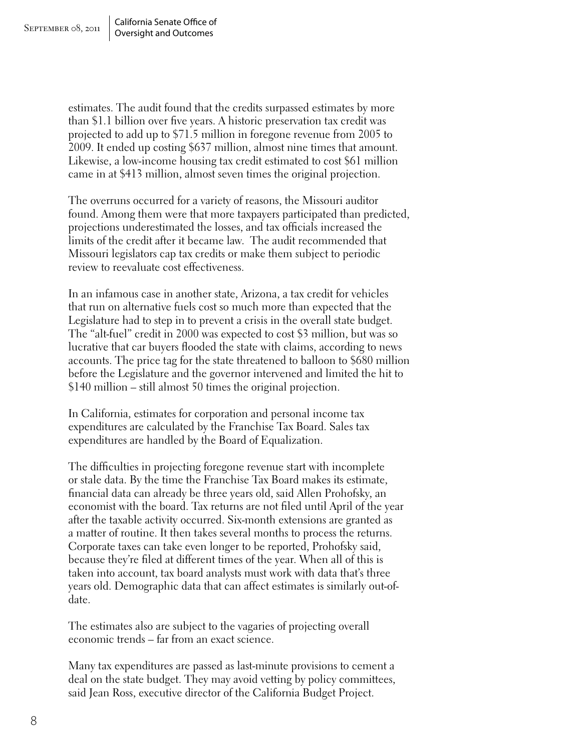estimates. The audit found that the credits surpassed estimates by more than $1.1 billion over five years. A historic preservation tax credit was projected to add up to $71.5 million in foregone revenue from 2005 to 2009. It ended up costing $637 million, almost nine times that amount. Likewise, a low-income housing tax credit estimated to cost $61 million came in at $413 million, almost seven times the original projection.

The overruns occurred for a variety of reasons, the Missouri auditor found. Among them were that more taxpayers participated than predicted, projections underestimated the losses, and tax officials increased the limits of the credit after it became law. The audit recommended that Missouri legislators cap tax credits or make them subject to periodic review to reevaluate cost effectiveness.

In an infamous case in another state, Arizona, a tax credit for vehicles that run on alternative fuels cost so much more than expected that the Legislature had to step in to prevent a crisis in the overall state budget. The "alt-fuel" credit in 2000 was expected to cost $3 million, but was so lucrative that car buyers flooded the state with claims, according to news accounts. The price tag for the state threatened to balloon to $680 million before the Legislature and the governor intervened and limited the hit to $140 million – still almost 50 times the original projection.

In California, estimates for corporation and personal income tax expenditures are calculated by the Franchise Tax Board. Sales tax expenditures are handled by the Board of Equalization.

The difficulties in projecting foregone revenue start with incomplete or stale data. By the time the Franchise Tax Board makes its estimate, financial data can already be three years old, said Allen Prohofsky, an economist with the board. Tax returns are not filed until April of the year after the taxable activity occurred. Six-month extensions are granted as a matter of routine. It then takes several months to process the returns. Corporate taxes can take even longer to be reported, Prohofsky said, because they're filed at different times of the year. When all of this is taken into account, tax board analysts must work with data that's three years old. Demographic data that can affect estimates is similarly out-of-date.

The estimates also are subject to the vagaries of projecting overall economic trends – far from an exact science.

Many tax expenditures are passed as last-minute provisions to cement a deal on the state budget. They may avoid vetting by policy committees, said Jean Ross, executive director of the California Budget Project.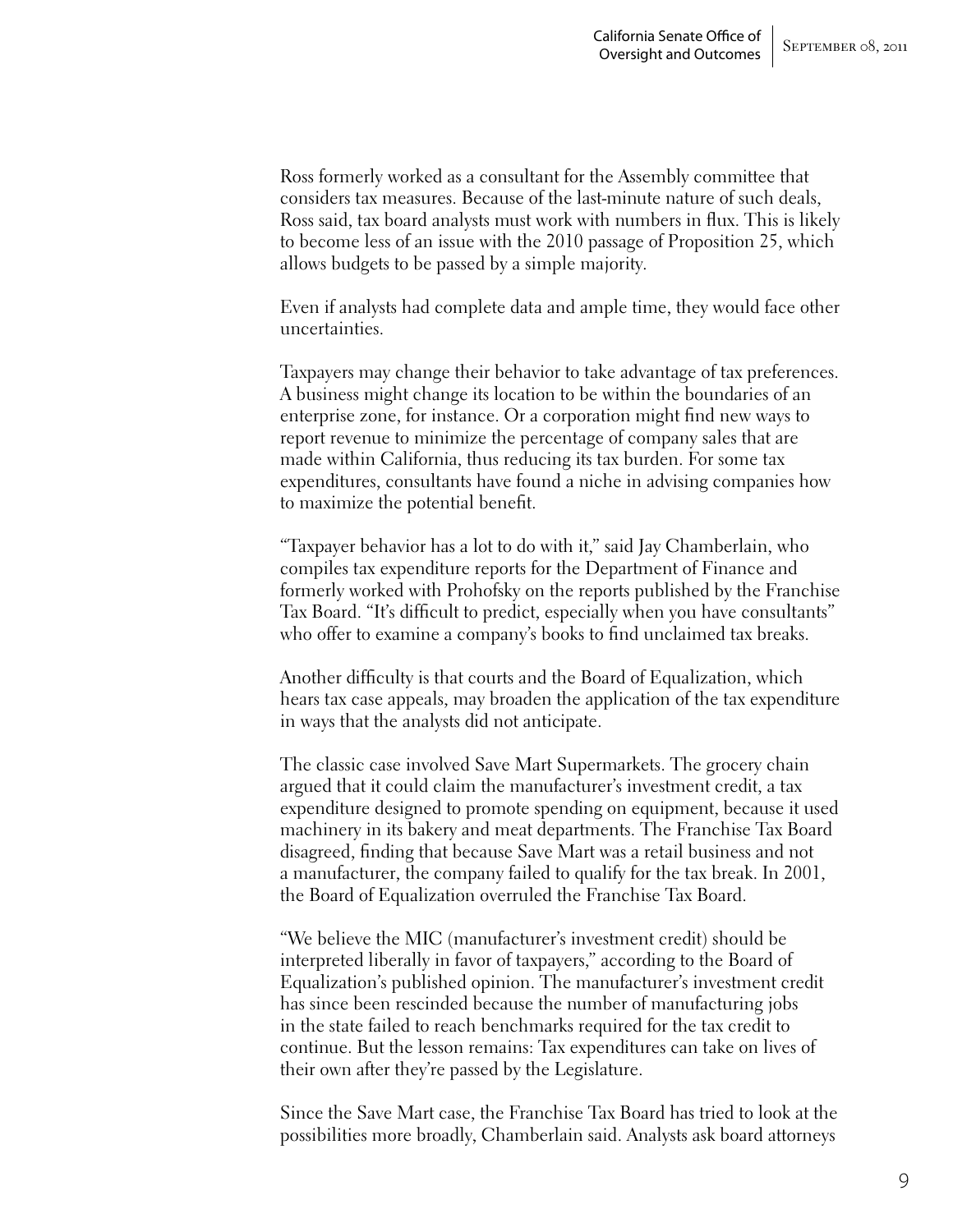Ross formerly worked as a consultant for the Assembly committee that considers tax measures. Because of the last-minute nature of such deals, Ross said, tax board analysts must work with numbers in flux. This is likely to become less of an issue with the 2010 passage of Proposition 25, which allows budgets to be passed by a simple majority.

Even if analysts had complete data and ample time, they would face other uncertainties.

Taxpayers may change their behavior to take advantage of tax preferences. A business might change its location to be within the boundaries of an enterprise zone, for instance. Or a corporation might find new ways to report revenue to minimize the percentage of company sales that are made within California, thus reducing its tax burden. For some tax expenditures, consultants have found a niche in advising companies how to maximize the potential benefit.

"Taxpayer behavior has a lot to do with it," said Jay Chamberlain, who compiles tax expenditure reports for the Department of Finance and formerly worked with Prohofsky on the reports published by the Franchise Tax Board. "It's difficult to predict, especially when you have consultants" who offer to examine a company's books to find unclaimed tax breaks.

Another difficulty is that courts and the Board of Equalization, which hears tax case appeals, may broaden the application of the tax expenditure in ways that the analysts did not anticipate.

The classic case involved Save Mart Supermarkets. The grocery chain argued that it could claim the manufacturer's investment credit, a tax expenditure designed to promote spending on equipment, because it used machinery in its bakery and meat departments. The Franchise Tax Board disagreed, finding that because Save Mart was a retail business and not a manufacturer, the company failed to qualify for the tax break. In 2001, the Board of Equalization overruled the Franchise Tax Board.

"We believe the MIC (manufacturer's investment credit) should be interpreted liberally in favor of taxpayers," according to the Board of Equalization's published opinion. The manufacturer's investment credit has since been rescinded because the number of manufacturing jobs in the state failed to reach benchmarks required for the tax credit to continue. But the lesson remains: Tax expenditures can take on lives of their own after they're passed by the Legislature.

Since the Save Mart case, the Franchise Tax Board has tried to look at the possibilities more broadly, Chamberlain said. Analysts ask board attorneys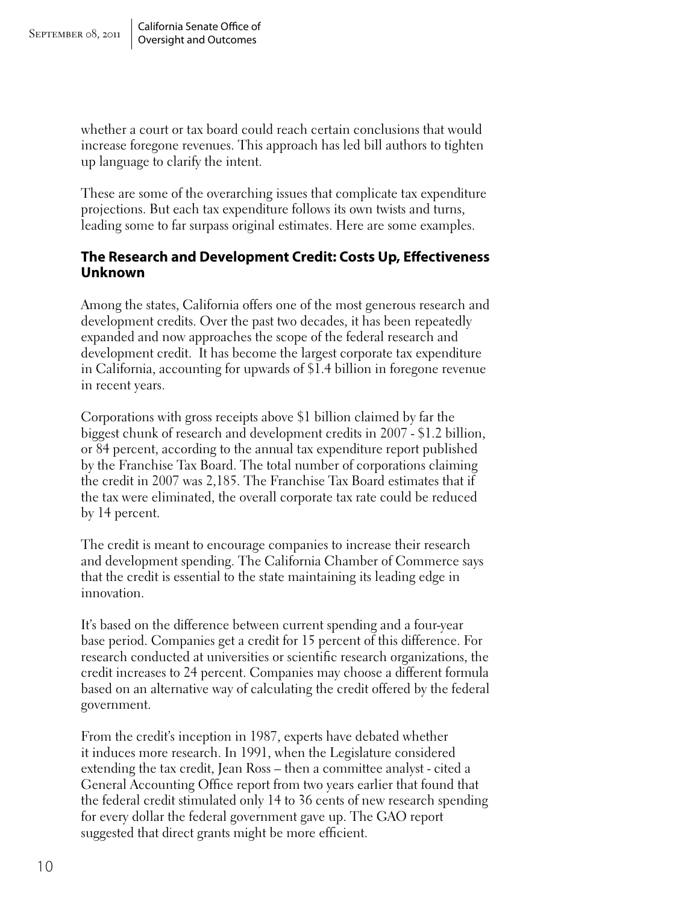whether a court or tax board could reach certain conclusions that would increase foregone revenues. This approach has led bill authors to tighten up language to clarify the intent.

These are some of the overarching issues that complicate tax expenditure projections. But each tax expenditure follows its own twists and turns, leading some to far surpass original estimates. Here are some examples.

### The Research and Development Credit: Costs Up, Effectiveness Unknown

Among the states, California offers one of the most generous research and development credits. Over the past two decades, it has been repeatedly expanded and now approaches the scope of the federal research and development credit. It has become the largest corporate tax expenditure in California, accounting for upwards of $1.4 billion in foregone revenue in recent years.

Corporations with gross receipts above $1 billion claimed by far the biggest chunk of research and development credits in 2007 - $1.2 billion, or 84 percent, according to the annual tax expenditure report published by the Franchise Tax Board. The total number of corporations claiming the credit in 2007 was 2,185. The Franchise Tax Board estimates that if the tax were eliminated, the overall corporate tax rate could be reduced by 14 percent.

The credit is meant to encourage companies to increase their research and development spending. The California Chamber of Commerce says that the credit is essential to the state maintaining its leading edge in innovation.

It's based on the difference between current spending and a four-year base period. Companies get a credit for 15 percent of this difference. For research conducted at universities or scientific research organizations, the credit increases to 24 percent. Companies may choose a different formula based on an alternative way of calculating the credit offered by the federal government.

From the credit's inception in 1987, experts have debated whether it induces more research. In 1991, when the Legislature considered extending the tax credit, Jean Ross – then a committee analyst - cited a General Accounting Office report from two years earlier that found that the federal credit stimulated only 14 to 36 cents of new research spending for every dollar the federal government gave up. The GAO report suggested that direct grants might be more efficient.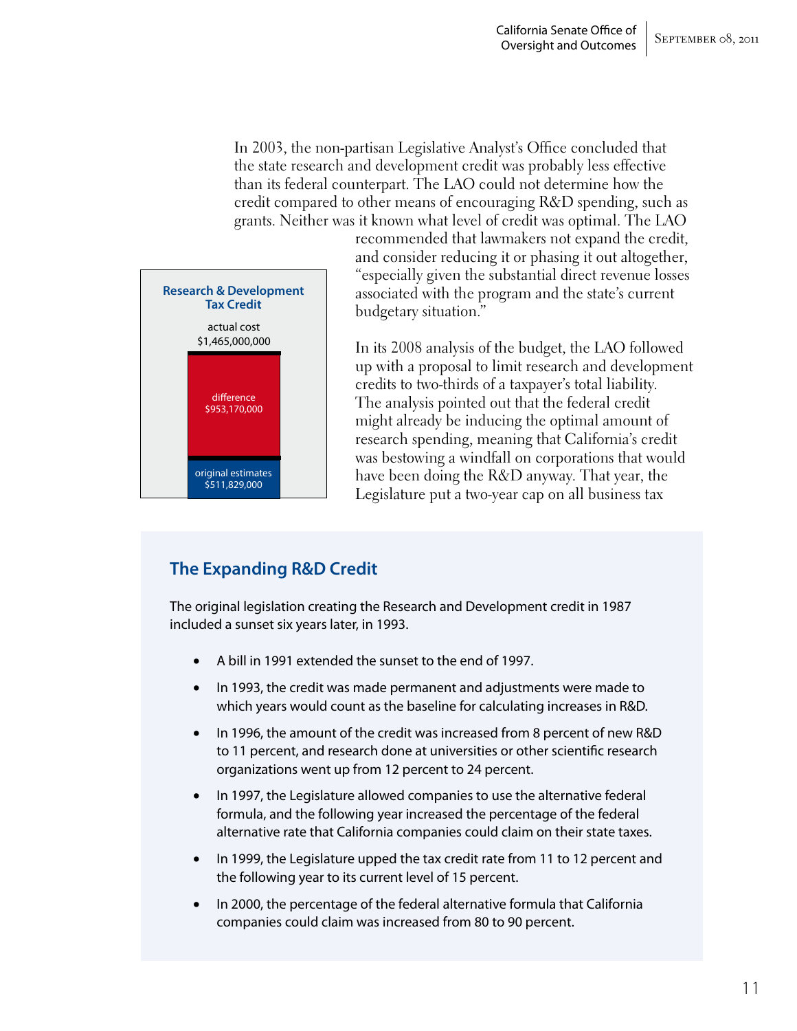In 2003, the non-partisan Legislative Analyst's Office concluded that the state research and development credit was probably less effective than its federal counterpart. The LAO could not determine how the credit compared to other means of encouraging R&D spending, such as grants. Neither was it known what level of credit was optimal. The LAO recommended that lawmakers not expand the credit, and consider reducing it or phasing it out altogether, "especially given the substantial direct revenue losses associated with the program and the state's current budgetary situation."

**Research & Development Tax Credit**

actual cost
$1,465,000,000

difference
$953,170,000

original estimates
$511,829,000

In its 2008 analysis of the budget, the LAO followed up with a proposal to limit research and development credits to two-thirds of a taxpayer's total liability. The analysis pointed out that the federal credit might already be inducing the optimal amount of research spending, meaning that California's credit was bestowing a windfall on corporations that would have been doing the R&D anyway. That year, the Legislature put a two-year cap on all business tax

## The Expanding R&D Credit

The original legislation creating the Research and Development credit in 1987 included a sunset six years later, in 1993.

- A bill in 1991 extended the sunset to the end of 1997.
- In 1993, the credit was made permanent and adjustments were made to which years would count as the baseline for calculating increases in R&D.
- In 1996, the amount of the credit was increased from 8 percent of new R&D to 11 percent, and research done at universities or other scientific research organizations went up from 12 percent to 24 percent.
- In 1997, the Legislature allowed companies to use the alternative federal formula, and the following year increased the percentage of the federal alternative rate that California companies could claim on their state taxes.
- In 1999, the Legislature upped the tax credit rate from 11 to 12 percent and the following year to its current level of 15 percent.
- In 2000, the percentage of the federal alternative formula that California companies could claim was increased from 80 to 90 percent.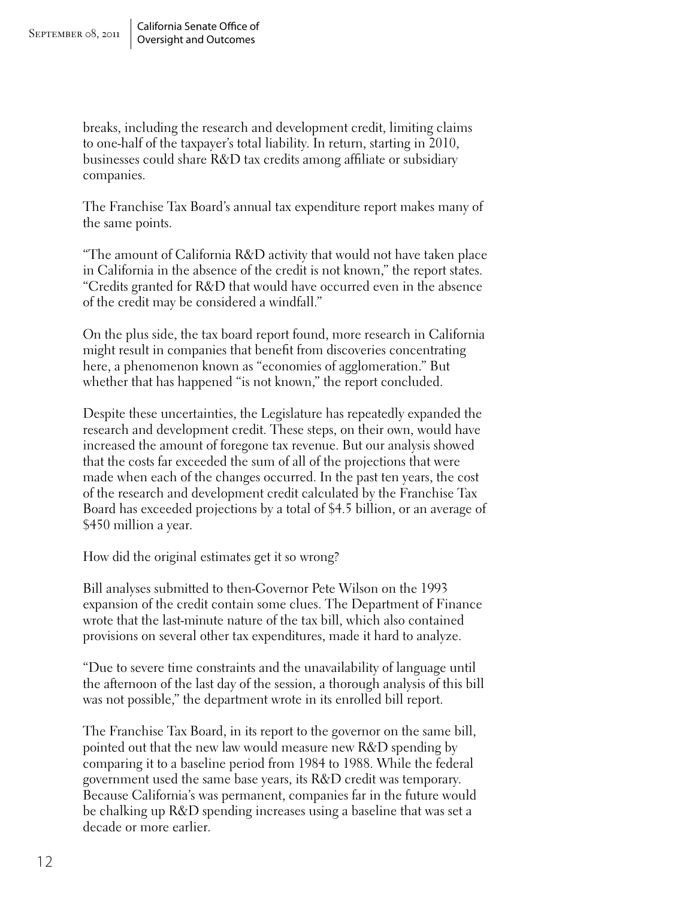breaks, including the research and development credit, limiting claims to one-half of the taxpayer's total liability. In return, starting in 2010, businesses could share R&D tax credits among affiliate or subsidiary companies.

The Franchise Tax Board's annual tax expenditure report makes many of the same points.

"The amount of California R&D activity that would not have taken place in California in the absence of the credit is not known," the report states. "Credits granted for R&D that would have occurred even in the absence of the credit may be considered a windfall."

On the plus side, the tax board report found, more research in California might result in companies that benefit from discoveries concentrating here, a phenomenon known as "economies of agglomeration." But whether that has happened "is not known," the report concluded.

Despite these uncertainties, the Legislature has repeatedly expanded the research and development credit. These steps, on their own, would have increased the amount of foregone tax revenue. But our analysis showed that the costs far exceeded the sum of all of the projections that were made when each of the changes occurred. In the past ten years, the cost of the research and development credit calculated by the Franchise Tax Board has exceeded projections by a total of $4.5 billion, or an average of $450 million a year.

How did the original estimates get it so wrong?

Bill analyses submitted to then-Governor Pete Wilson on the 1993 expansion of the credit contain some clues. The Department of Finance wrote that the last-minute nature of the tax bill, which also contained provisions on several other tax expenditures, made it hard to analyze.

"Due to severe time constraints and the unavailability of language until the afternoon of the last day of the session, a thorough analysis of this bill was not possible," the department wrote in its enrolled bill report.

The Franchise Tax Board, in its report to the governor on the same bill, pointed out that the new law would measure new R&D spending by comparing it to a baseline period from 1984 to 1988. While the federal government used the same base years, its R&D credit was temporary. Because California's was permanent, companies far in the future would be chalking up R&D spending increases using a baseline that was set a decade or more earlier.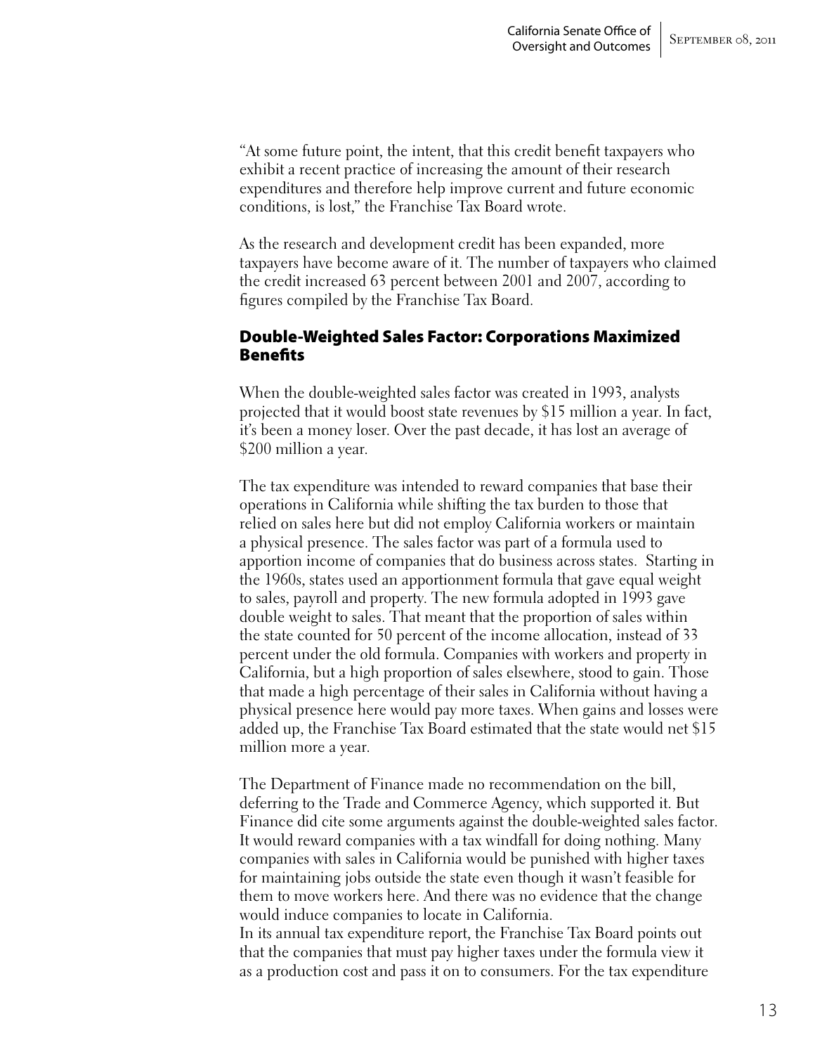"At some future point, the intent, that this credit benefit taxpayers who exhibit a recent practice of increasing the amount of their research expenditures and therefore help improve current and future economic conditions, is lost," the Franchise Tax Board wrote.

As the research and development credit has been expanded, more taxpayers have become aware of it. The number of taxpayers who claimed the credit increased 63 percent between 2001 and 2007, according to figures compiled by the Franchise Tax Board.

## Double-Weighted Sales Factor: Corporations Maximized Benefits

When the double-weighted sales factor was created in 1993, analysts projected that it would boost state revenues by $15 million a year. In fact, it's been a money loser. Over the past decade, it has lost an average of $200 million a year.

The tax expenditure was intended to reward companies that base their operations in California while shifting the tax burden to those that relied on sales here but did not employ California workers or maintain a physical presence. The sales factor was part of a formula used to apportion income of companies that do business across states. Starting in the 1960s, states used an apportionment formula that gave equal weight to sales, payroll and property. The new formula adopted in 1993 gave double weight to sales. That meant that the proportion of sales within the state counted for 50 percent of the income allocation, instead of 33 percent under the old formula. Companies with workers and property in California, but a high proportion of sales elsewhere, stood to gain. Those that made a high percentage of their sales in California without having a physical presence here would pay more taxes. When gains and losses were added up, the Franchise Tax Board estimated that the state would net $15 million more a year.

The Department of Finance made no recommendation on the bill, deferring to the Trade and Commerce Agency, which supported it. But Finance did cite some arguments against the double-weighted sales factor. It would reward companies with a tax windfall for doing nothing. Many companies with sales in California would be punished with higher taxes for maintaining jobs outside the state even though it wasn't feasible for them to move workers here. And there was no evidence that the change would induce companies to locate in California.

In its annual tax expenditure report, the Franchise Tax Board points out that the companies that must pay higher taxes under the formula view it as a production cost and pass it on to consumers. For the tax expenditure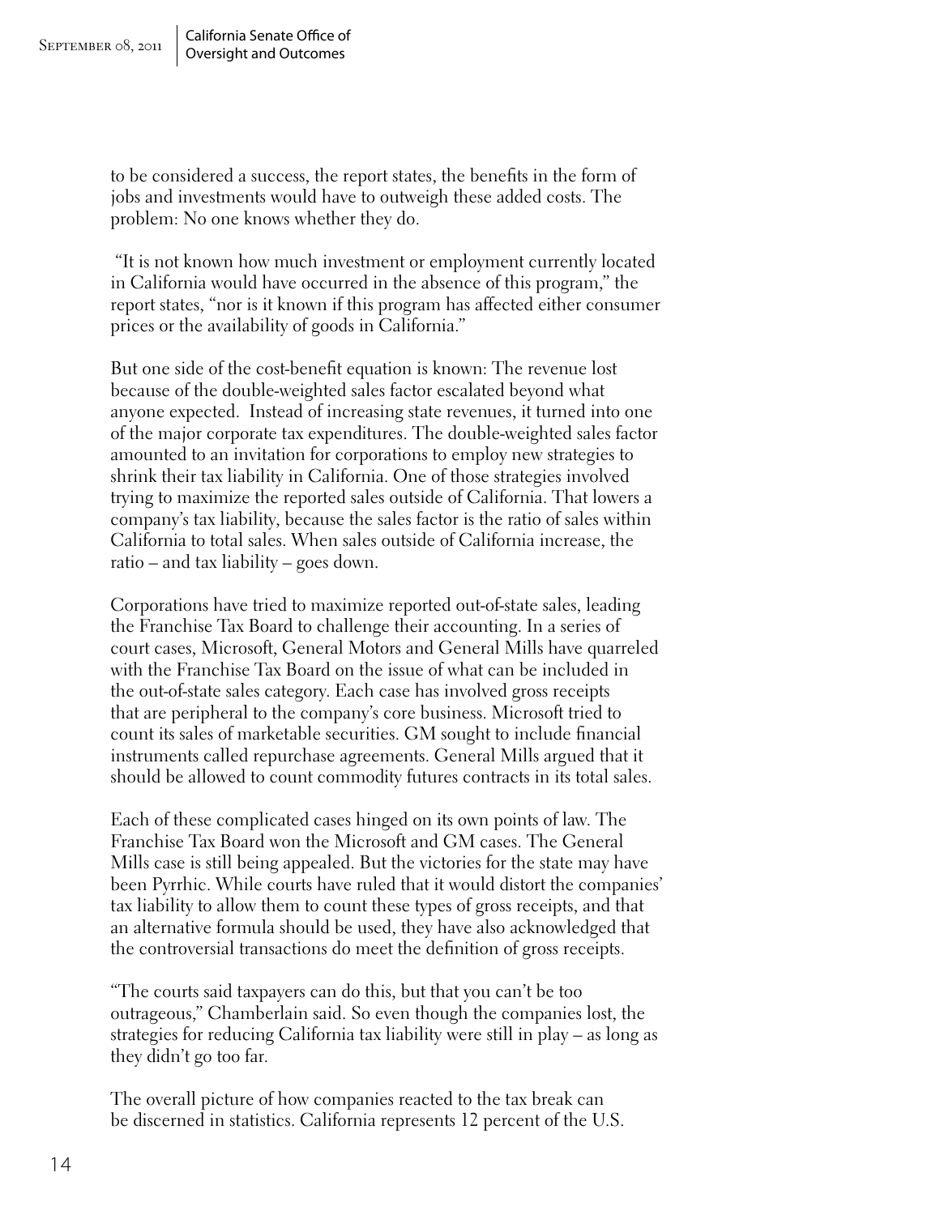to be considered a success, the report states, the benefits in the form of jobs and investments would have to outweigh these added costs. The problem: No one knows whether they do.

"It is not known how much investment or employment currently located in California would have occurred in the absence of this program," the report states, "nor is it known if this program has affected either consumer prices or the availability of goods in California."

But one side of the cost-benefit equation is known: The revenue lost because of the double-weighted sales factor escalated beyond what anyone expected. Instead of increasing state revenues, it turned into one of the major corporate tax expenditures. The double-weighted sales factor amounted to an invitation for corporations to employ new strategies to shrink their tax liability in California. One of those strategies involved trying to maximize the reported sales outside of California. That lowers a company's tax liability, because the sales factor is the ratio of sales within California to total sales. When sales outside of California increase, the ratio – and tax liability – goes down.

Corporations have tried to maximize reported out-of-state sales, leading the Franchise Tax Board to challenge their accounting. In a series of court cases, Microsoft, General Motors and General Mills have quarreled with the Franchise Tax Board on the issue of what can be included in the out-of-state sales category. Each case has involved gross receipts that are peripheral to the company's core business. Microsoft tried to count its sales of marketable securities. GM sought to include financial instruments called repurchase agreements. General Mills argued that it should be allowed to count commodity futures contracts in its total sales.

Each of these complicated cases hinged on its own points of law. The Franchise Tax Board won the Microsoft and GM cases. The General Mills case is still being appealed. But the victories for the state may have been Pyrrhic. While courts have ruled that it would distort the companies' tax liability to allow them to count these types of gross receipts, and that an alternative formula should be used, they have also acknowledged that the controversial transactions do meet the definition of gross receipts.

"The courts said taxpayers can do this, but that you can't be too outrageous," Chamberlain said. So even though the companies lost, the strategies for reducing California tax liability were still in play – as long as they didn't go too far.

The overall picture of how companies reacted to the tax break can be discerned in statistics. California represents 12 percent of the U.S.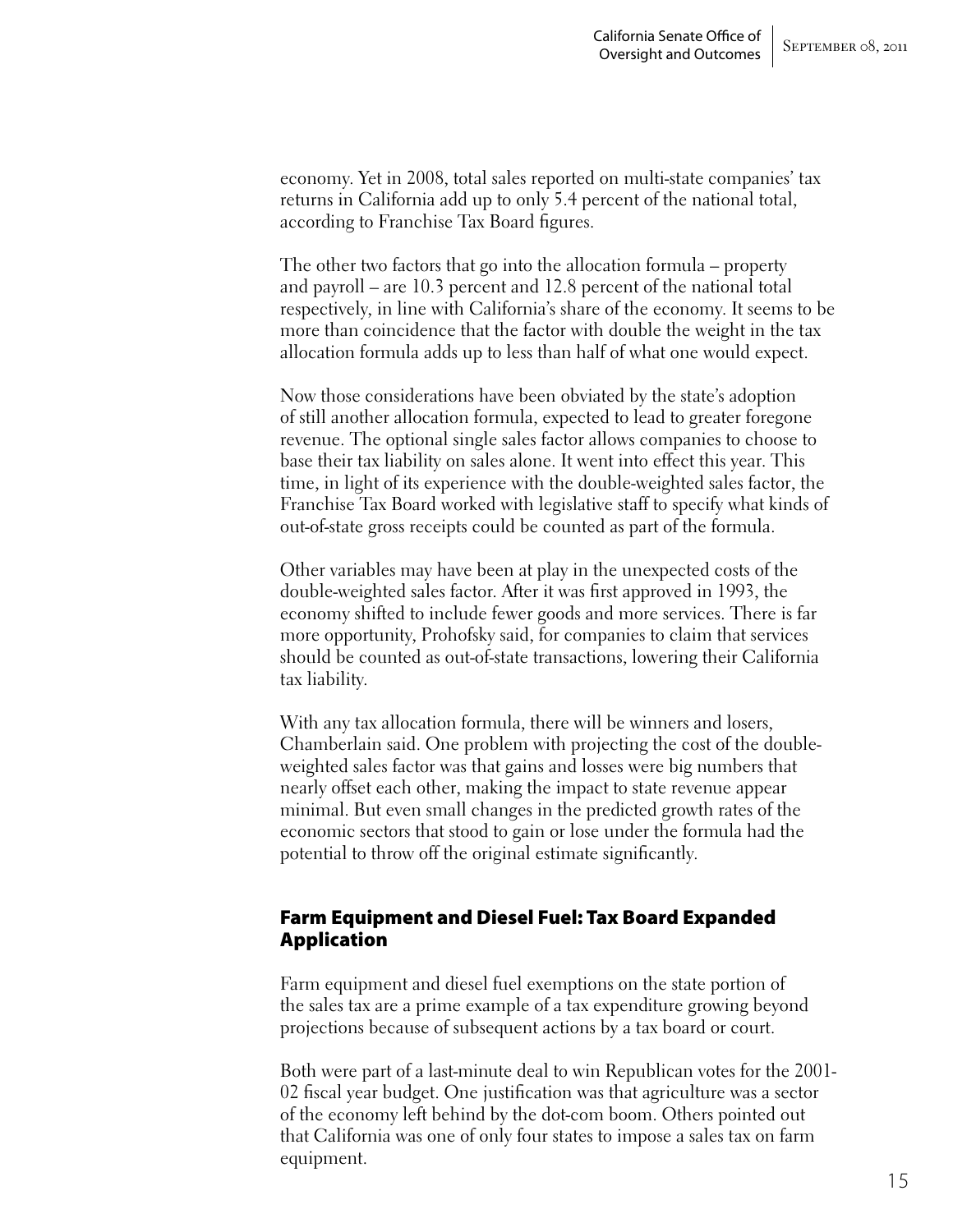economy. Yet in 2008, total sales reported on multi-state companies' tax returns in California add up to only 5.4 percent of the national total, according to Franchise Tax Board figures.

The other two factors that go into the allocation formula – property and payroll – are 10.3 percent and 12.8 percent of the national total respectively, in line with California's share of the economy. It seems to be more than coincidence that the factor with double the weight in the tax allocation formula adds up to less than half of what one would expect.

Now those considerations have been obviated by the state's adoption of still another allocation formula, expected to lead to greater foregone revenue. The optional single sales factor allows companies to choose to base their tax liability on sales alone. It went into effect this year. This time, in light of its experience with the double-weighted sales factor, the Franchise Tax Board worked with legislative staff to specify what kinds of out-of-state gross receipts could be counted as part of the formula.

Other variables may have been at play in the unexpected costs of the double-weighted sales factor. After it was first approved in 1993, the economy shifted to include fewer goods and more services. There is far more opportunity, Prohofsky said, for companies to claim that services should be counted as out-of-state transactions, lowering their California tax liability.

With any tax allocation formula, there will be winners and losers, Chamberlain said. One problem with projecting the cost of the double-weighted sales factor was that gains and losses were big numbers that nearly offset each other, making the impact to state revenue appear minimal. But even small changes in the predicted growth rates of the economic sectors that stood to gain or lose under the formula had the potential to throw off the original estimate significantly.

## Farm Equipment and Diesel Fuel: Tax Board Expanded Application

Farm equipment and diesel fuel exemptions on the state portion of the sales tax are a prime example of a tax expenditure growing beyond projections because of subsequent actions by a tax board or court.

Both were part of a last-minute deal to win Republican votes for the 2001-02 fiscal year budget. One justification was that agriculture was a sector of the economy left behind by the dot-com boom. Others pointed out that California was one of only four states to impose a sales tax on farm equipment.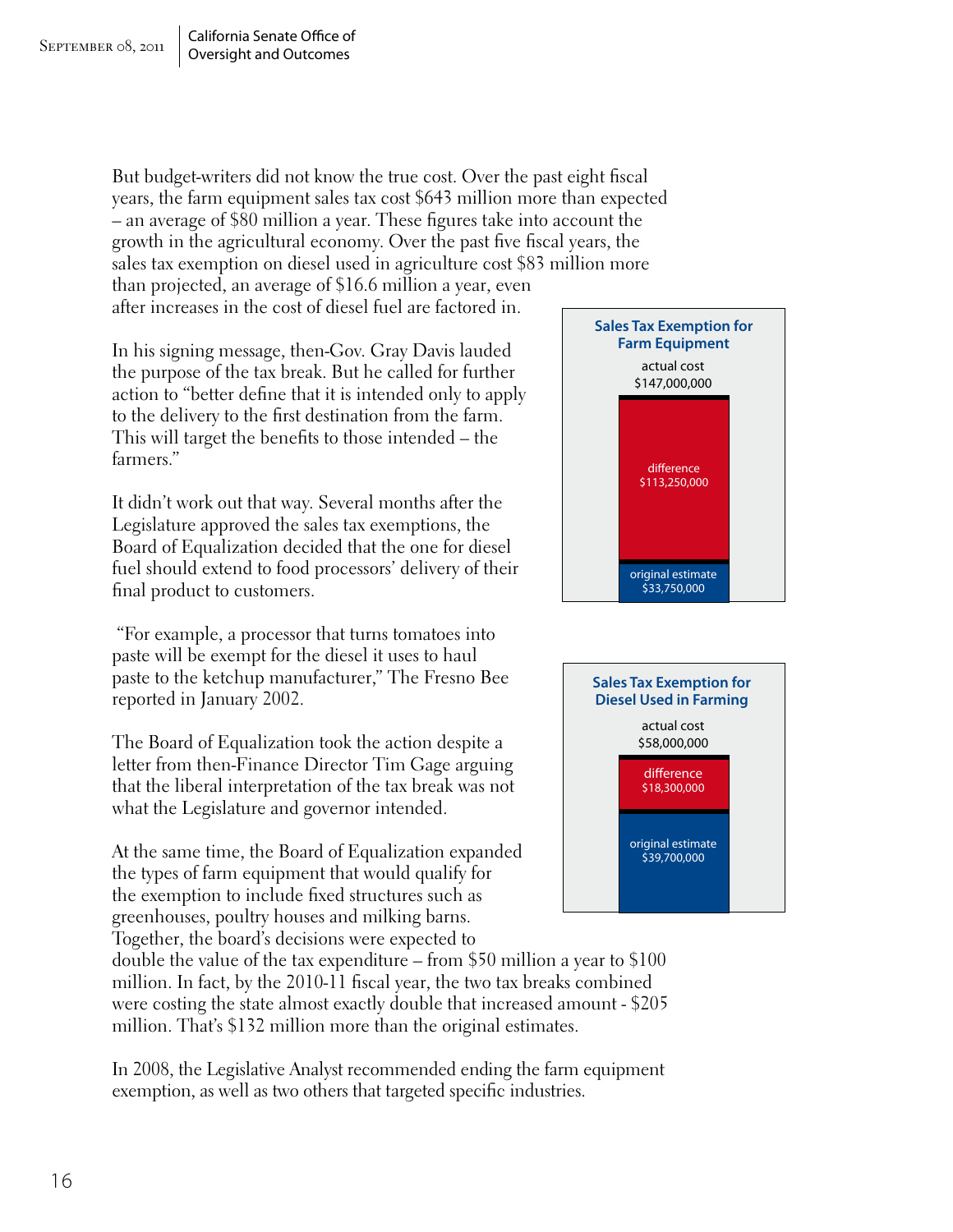But budget-writers did not know the true cost. Over the past eight fiscal years, the farm equipment sales tax cost $643 million more than expected – an average of $80 million a year. These figures take into account the growth in the agricultural economy. Over the past five fiscal years, the sales tax exemption on diesel used in agriculture cost $83 million more than projected, an average of $16.6 million a year, even after increases in the cost of diesel fuel are factored in.

**Sales Tax Exemption for Farm Equipment**

actual cost
$147,000,000

difference
$113,250,000

original estimate
$33,750,000

In his signing message, then-Gov. Gray Davis lauded the purpose of the tax break. But he called for further action to "better define that it is intended only to apply to the delivery to the first destination from the farm. This will target the benefits to those intended – the farmers."

It didn't work out that way. Several months after the Legislature approved the sales tax exemptions, the Board of Equalization decided that the one for diesel fuel should extend to food processors' delivery of their final product to customers.

"For example, a processor that turns tomatoes into paste will be exempt for the diesel it uses to haul paste to the ketchup manufacturer," The Fresno Bee reported in January 2002.

**Sales Tax Exemption for Diesel Used in Farming**

actual cost
$58,000,000

difference
$18,300,000

original estimate
$39,700,000

The Board of Equalization took the action despite a letter from then-Finance Director Tim Gage arguing that the liberal interpretation of the tax break was not what the Legislature and governor intended.

At the same time, the Board of Equalization expanded the types of farm equipment that would qualify for the exemption to include fixed structures such as greenhouses, poultry houses and milking barns. Together, the board's decisions were expected to double the value of the tax expenditure – from $50 million a year to $100 million. In fact, by the 2010-11 fiscal year, the two tax breaks combined were costing the state almost exactly double that increased amount - $205 million. That's $132 million more than the original estimates.

In 2008, the Legislative Analyst recommended ending the farm equipment exemption, as well as two others that targeted specific industries.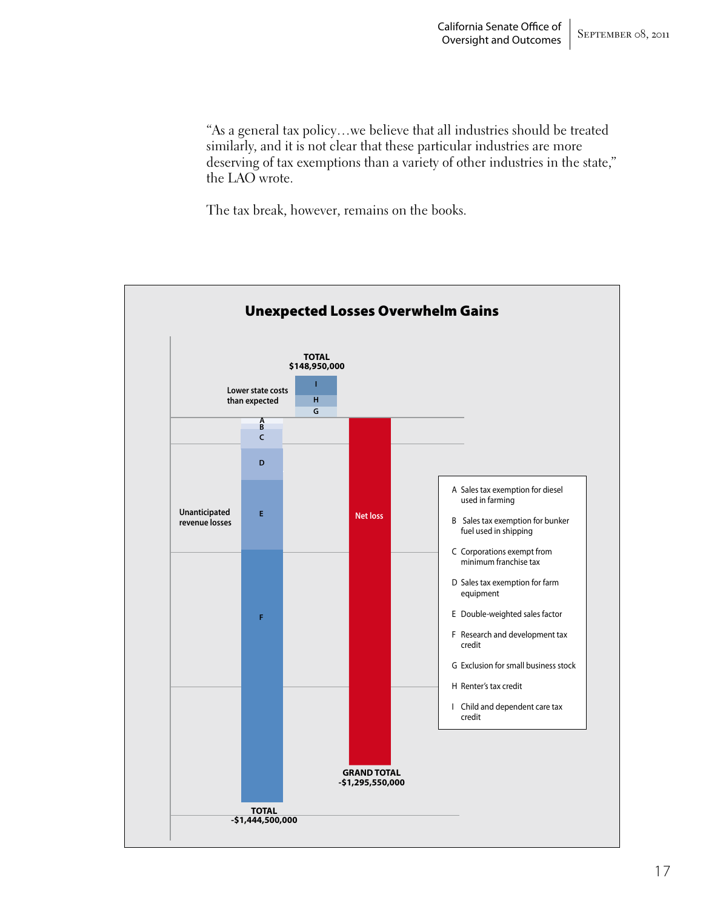"As a general tax policy…we believe that all industries should be treated similarly, and it is not clear that these particular industries are more deserving of tax exemptions than a variety of other industries in the state," the LAO wrote.

The tax break, however, remains on the books.

## Unexpected Losses Overwhelm Gains

Lower state costs than expected

TOTAL
$148,950,000

I
H
G

Unanticipated revenue losses

A
B
C
D
E
F

TOTAL
-$1,444,500,000

Net loss

GRAND TOTAL
-$1,295,550,000

- A Sales tax exemption for diesel used in farming
- B Sales tax exemption for bunker fuel used in shipping
- C Corporations exempt from minimum franchise tax
- D Sales tax exemption for farm equipment
- E Double-weighted sales factor
- F Research and development tax credit
- G Exclusion for small business stock
- H Renter's tax credit
- I Child and dependent care tax credit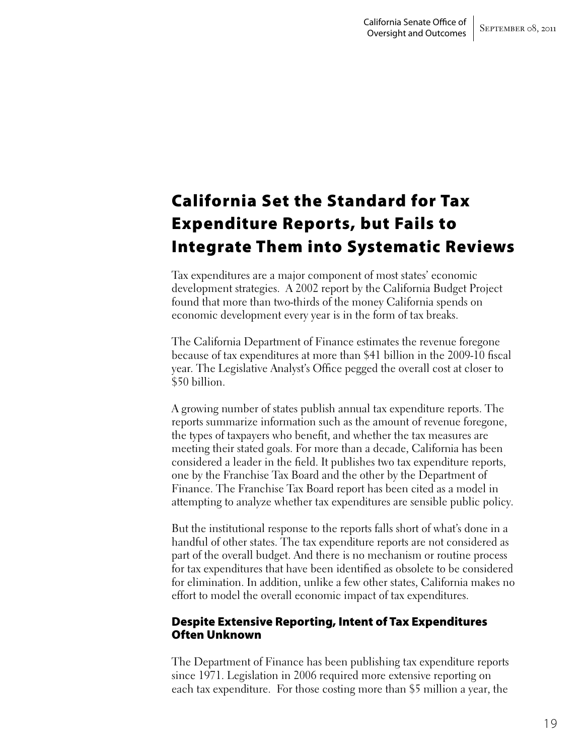## California Set the Standard for Tax Expenditure Reports, but Fails to Integrate Them into Systematic Reviews

Tax expenditures are a major component of most states' economic development strategies. A 2002 report by the California Budget Project found that more than two-thirds of the money California spends on economic development every year is in the form of tax breaks.

The California Department of Finance estimates the revenue foregone because of tax expenditures at more than $41 billion in the 2009-10 fiscal year. The Legislative Analyst's Office pegged the overall cost at closer to $50 billion.

A growing number of states publish annual tax expenditure reports. The reports summarize information such as the amount of revenue foregone, the types of taxpayers who benefit, and whether the tax measures are meeting their stated goals. For more than a decade, California has been considered a leader in the field. It publishes two tax expenditure reports, one by the Franchise Tax Board and the other by the Department of Finance. The Franchise Tax Board report has been cited as a model in attempting to analyze whether tax expenditures are sensible public policy.

But the institutional response to the reports falls short of what's done in a handful of other states. The tax expenditure reports are not considered as part of the overall budget. And there is no mechanism or routine process for tax expenditures that have been identified as obsolete to be considered for elimination. In addition, unlike a few other states, California makes no effort to model the overall economic impact of tax expenditures.

### Despite Extensive Reporting, Intent of Tax Expenditures Often Unknown

The Department of Finance has been publishing tax expenditure reports since 1971. Legislation in 2006 required more extensive reporting on each tax expenditure. For those costing more than $5 million a year, the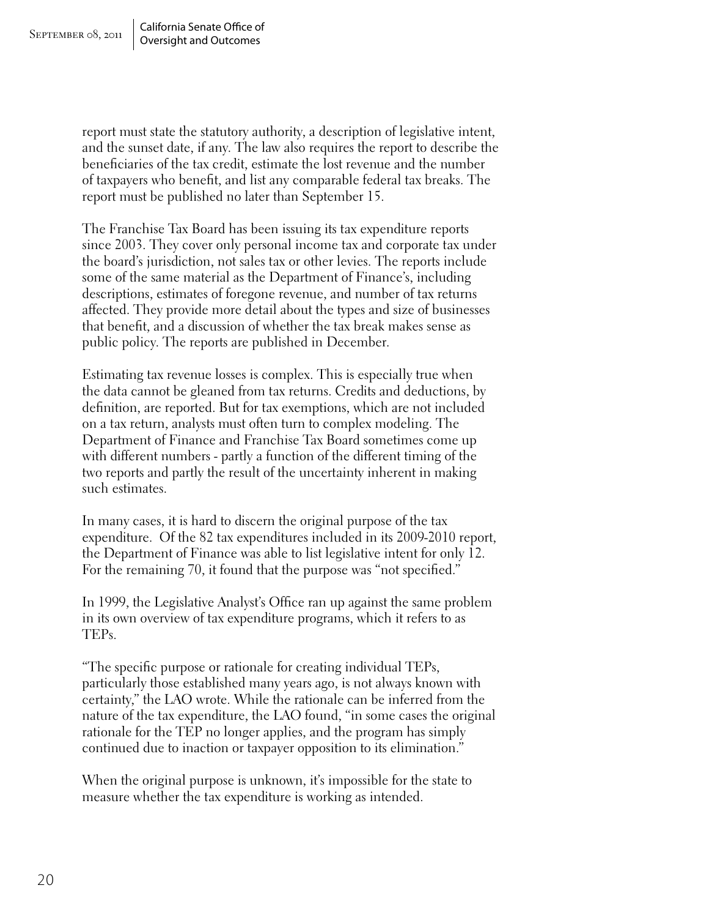report must state the statutory authority, a description of legislative intent, and the sunset date, if any. The law also requires the report to describe the beneficiaries of the tax credit, estimate the lost revenue and the number of taxpayers who benefit, and list any comparable federal tax breaks. The report must be published no later than September 15.

The Franchise Tax Board has been issuing its tax expenditure reports since 2003. They cover only personal income tax and corporate tax under the board's jurisdiction, not sales tax or other levies. The reports include some of the same material as the Department of Finance's, including descriptions, estimates of foregone revenue, and number of tax returns affected. They provide more detail about the types and size of businesses that benefit, and a discussion of whether the tax break makes sense as public policy. The reports are published in December.

Estimating tax revenue losses is complex. This is especially true when the data cannot be gleaned from tax returns. Credits and deductions, by definition, are reported. But for tax exemptions, which are not included on a tax return, analysts must often turn to complex modeling. The Department of Finance and Franchise Tax Board sometimes come up with different numbers - partly a function of the different timing of the two reports and partly the result of the uncertainty inherent in making such estimates.

In many cases, it is hard to discern the original purpose of the tax expenditure. Of the 82 tax expenditures included in its 2009-2010 report, the Department of Finance was able to list legislative intent for only 12. For the remaining 70, it found that the purpose was "not specified."

In 1999, the Legislative Analyst's Office ran up against the same problem in its own overview of tax expenditure programs, which it refers to as TEPs.

"The specific purpose or rationale for creating individual TEPs, particularly those established many years ago, is not always known with certainty," the LAO wrote. While the rationale can be inferred from the nature of the tax expenditure, the LAO found, "in some cases the original rationale for the TEP no longer applies, and the program has simply continued due to inaction or taxpayer opposition to its elimination."

When the original purpose is unknown, it's impossible for the state to measure whether the tax expenditure is working as intended.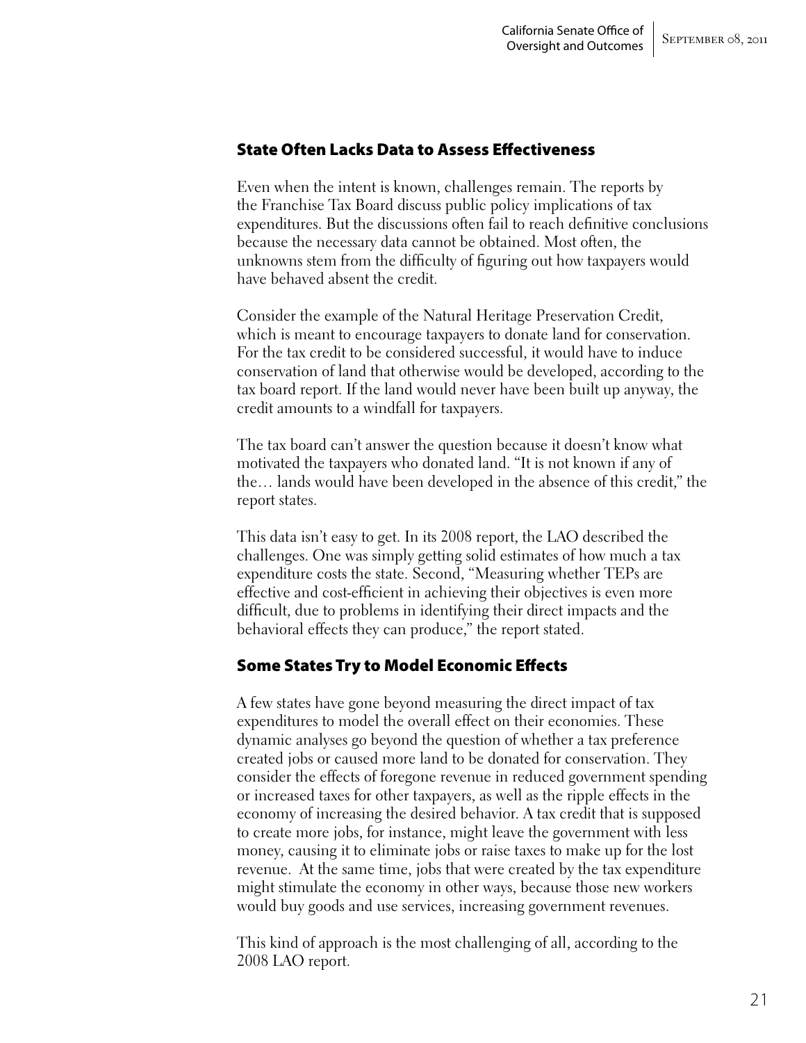## State Often Lacks Data to Assess Effectiveness

Even when the intent is known, challenges remain. The reports by the Franchise Tax Board discuss public policy implications of tax expenditures. But the discussions often fail to reach definitive conclusions because the necessary data cannot be obtained. Most often, the unknowns stem from the difficulty of figuring out how taxpayers would have behaved absent the credit.

Consider the example of the Natural Heritage Preservation Credit, which is meant to encourage taxpayers to donate land for conservation. For the tax credit to be considered successful, it would have to induce conservation of land that otherwise would be developed, according to the tax board report. If the land would never have been built up anyway, the credit amounts to a windfall for taxpayers.

The tax board can't answer the question because it doesn't know what motivated the taxpayers who donated land. "It is not known if any of the… lands would have been developed in the absence of this credit," the report states.

This data isn't easy to get. In its 2008 report, the LAO described the challenges. One was simply getting solid estimates of how much a tax expenditure costs the state. Second, "Measuring whether TEPs are effective and cost-efficient in achieving their objectives is even more difficult, due to problems in identifying their direct impacts and the behavioral effects they can produce," the report stated.

## Some States Try to Model Economic Effects

A few states have gone beyond measuring the direct impact of tax expenditures to model the overall effect on their economies. These dynamic analyses go beyond the question of whether a tax preference created jobs or caused more land to be donated for conservation. They consider the effects of foregone revenue in reduced government spending or increased taxes for other taxpayers, as well as the ripple effects in the economy of increasing the desired behavior. A tax credit that is supposed to create more jobs, for instance, might leave the government with less money, causing it to eliminate jobs or raise taxes to make up for the lost revenue. At the same time, jobs that were created by the tax expenditure might stimulate the economy in other ways, because those new workers would buy goods and use services, increasing government revenues.

This kind of approach is the most challenging of all, according to the 2008 LAO report.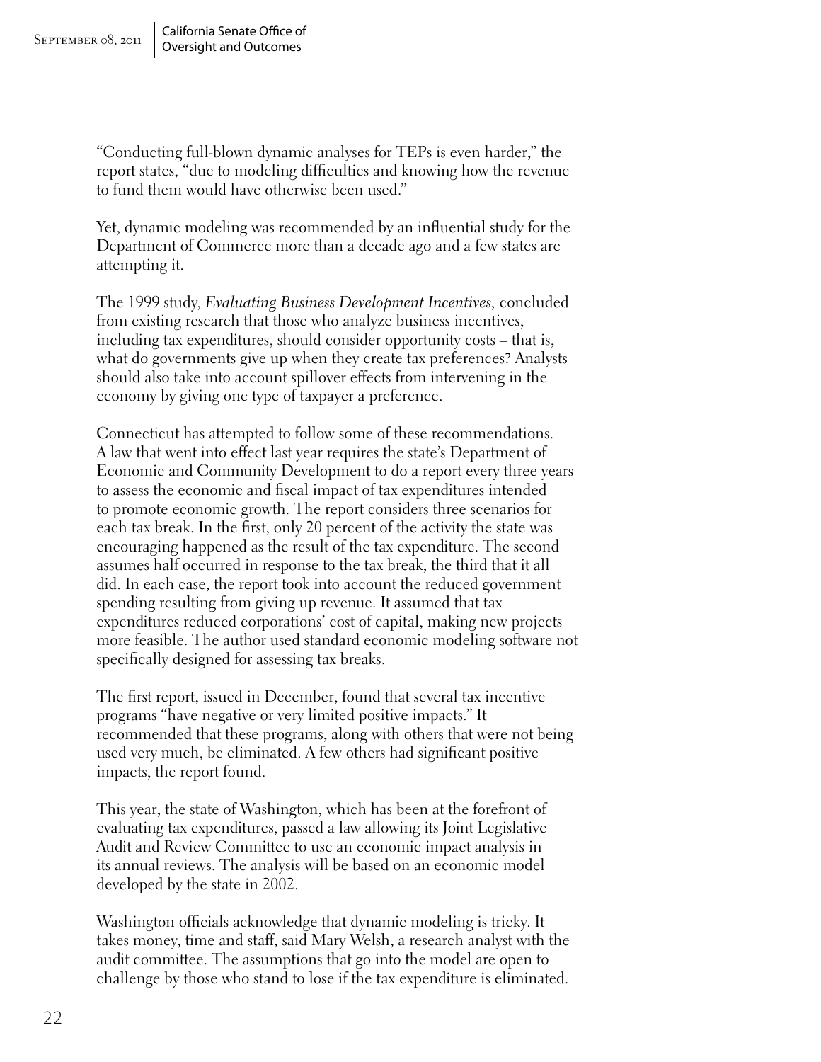"Conducting full-blown dynamic analyses for TEPs is even harder," the report states, "due to modeling difficulties and knowing how the revenue to fund them would have otherwise been used."

Yet, dynamic modeling was recommended by an influential study for the Department of Commerce more than a decade ago and a few states are attempting it.

The 1999 study, *Evaluating Business Development Incentives*, concluded from existing research that those who analyze business incentives, including tax expenditures, should consider opportunity costs – that is, what do governments give up when they create tax preferences? Analysts should also take into account spillover effects from intervening in the economy by giving one type of taxpayer a preference.

Connecticut has attempted to follow some of these recommendations. A law that went into effect last year requires the state's Department of Economic and Community Development to do a report every three years to assess the economic and fiscal impact of tax expenditures intended to promote economic growth. The report considers three scenarios for each tax break. In the first, only 20 percent of the activity the state was encouraging happened as the result of the tax expenditure. The second assumes half occurred in response to the tax break, the third that it all did. In each case, the report took into account the reduced government spending resulting from giving up revenue. It assumed that tax expenditures reduced corporations' cost of capital, making new projects more feasible. The author used standard economic modeling software not specifically designed for assessing tax breaks.

The first report, issued in December, found that several tax incentive programs "have negative or very limited positive impacts." It recommended that these programs, along with others that were not being used very much, be eliminated. A few others had significant positive impacts, the report found.

This year, the state of Washington, which has been at the forefront of evaluating tax expenditures, passed a law allowing its Joint Legislative Audit and Review Committee to use an economic impact analysis in its annual reviews. The analysis will be based on an economic model developed by the state in 2002.

Washington officials acknowledge that dynamic modeling is tricky. It takes money, time and staff, said Mary Welsh, a research analyst with the audit committee. The assumptions that go into the model are open to challenge by those who stand to lose if the tax expenditure is eliminated.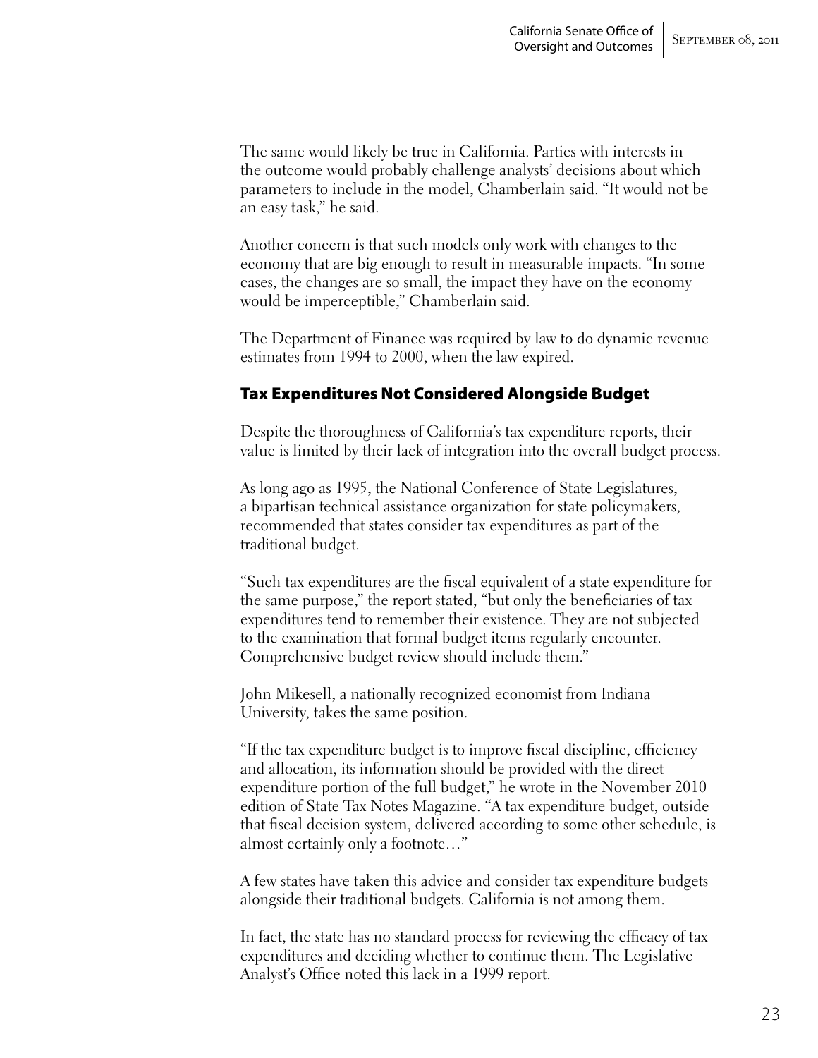The same would likely be true in California. Parties with interests in the outcome would probably challenge analysts' decisions about which parameters to include in the model, Chamberlain said. "It would not be an easy task," he said.

Another concern is that such models only work with changes to the economy that are big enough to result in measurable impacts. "In some cases, the changes are so small, the impact they have on the economy would be imperceptible," Chamberlain said.

The Department of Finance was required by law to do dynamic revenue estimates from 1994 to 2000, when the law expired.

## Tax Expenditures Not Considered Alongside Budget

Despite the thoroughness of California's tax expenditure reports, their value is limited by their lack of integration into the overall budget process.

As long ago as 1995, the National Conference of State Legislatures, a bipartisan technical assistance organization for state policymakers, recommended that states consider tax expenditures as part of the traditional budget.

"Such tax expenditures are the fiscal equivalent of a state expenditure for the same purpose," the report stated, "but only the beneficiaries of tax expenditures tend to remember their existence. They are not subjected to the examination that formal budget items regularly encounter. Comprehensive budget review should include them."

John Mikesell, a nationally recognized economist from Indiana University, takes the same position.

"If the tax expenditure budget is to improve fiscal discipline, efficiency and allocation, its information should be provided with the direct expenditure portion of the full budget," he wrote in the November 2010 edition of State Tax Notes Magazine. "A tax expenditure budget, outside that fiscal decision system, delivered according to some other schedule, is almost certainly only a footnote…"

A few states have taken this advice and consider tax expenditure budgets alongside their traditional budgets. California is not among them.

In fact, the state has no standard process for reviewing the efficacy of tax expenditures and deciding whether to continue them. The Legislative Analyst's Office noted this lack in a 1999 report.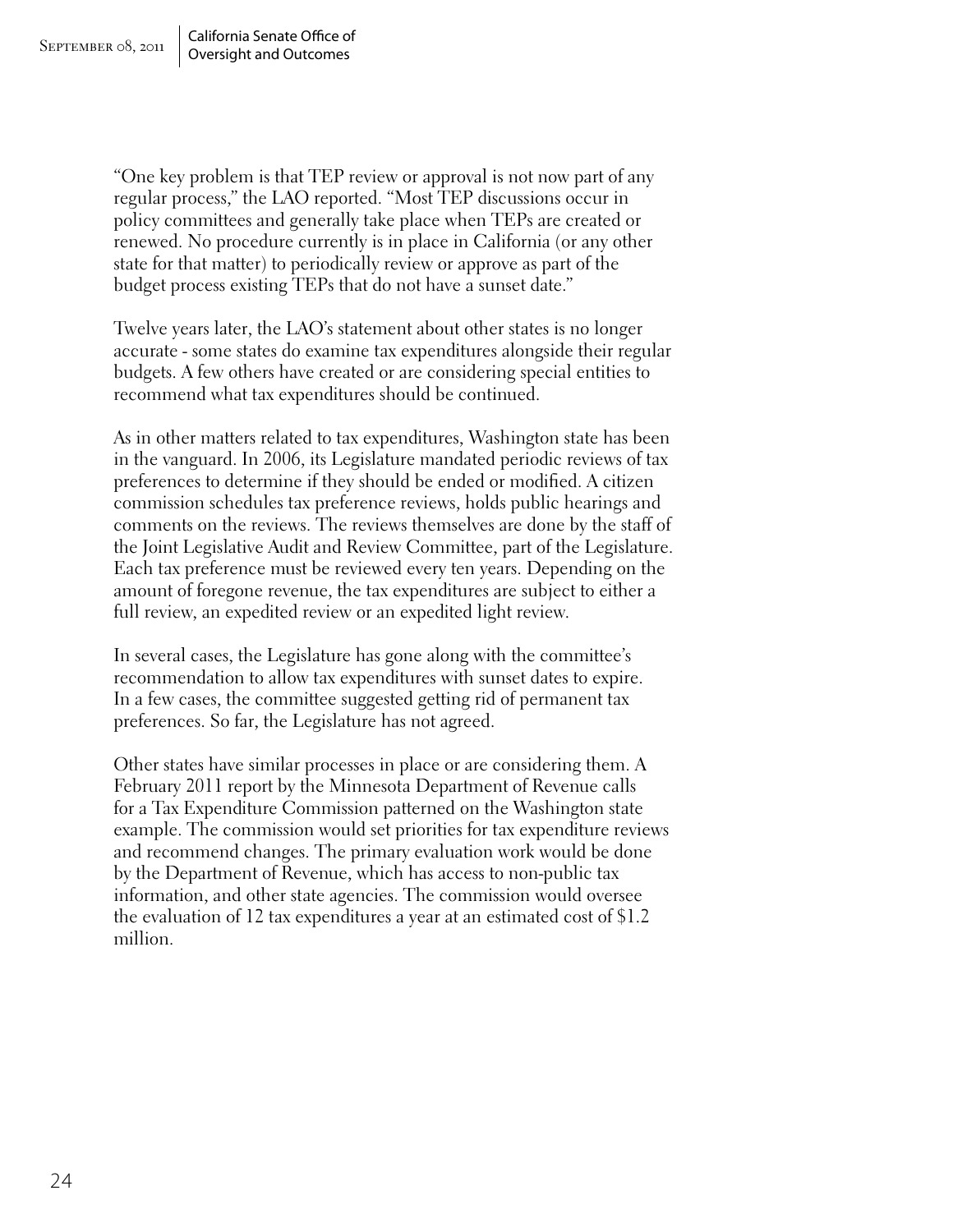"One key problem is that TEP review or approval is not now part of any regular process," the LAO reported. "Most TEP discussions occur in policy committees and generally take place when TEPs are created or renewed. No procedure currently is in place in California (or any other state for that matter) to periodically review or approve as part of the budget process existing TEPs that do not have a sunset date."

Twelve years later, the LAO's statement about other states is no longer accurate - some states do examine tax expenditures alongside their regular budgets. A few others have created or are considering special entities to recommend what tax expenditures should be continued.

As in other matters related to tax expenditures, Washington state has been in the vanguard. In 2006, its Legislature mandated periodic reviews of tax preferences to determine if they should be ended or modified. A citizen commission schedules tax preference reviews, holds public hearings and comments on the reviews. The reviews themselves are done by the staff of the Joint Legislative Audit and Review Committee, part of the Legislature. Each tax preference must be reviewed every ten years. Depending on the amount of foregone revenue, the tax expenditures are subject to either a full review, an expedited review or an expedited light review.

In several cases, the Legislature has gone along with the committee's recommendation to allow tax expenditures with sunset dates to expire. In a few cases, the committee suggested getting rid of permanent tax preferences. So far, the Legislature has not agreed.

Other states have similar processes in place or are considering them. A February 2011 report by the Minnesota Department of Revenue calls for a Tax Expenditure Commission patterned on the Washington state example. The commission would set priorities for tax expenditure reviews and recommend changes. The primary evaluation work would be done by the Department of Revenue, which has access to non-public tax information, and other state agencies. The commission would oversee the evaluation of 12 tax expenditures a year at an estimated cost of $1.2 million.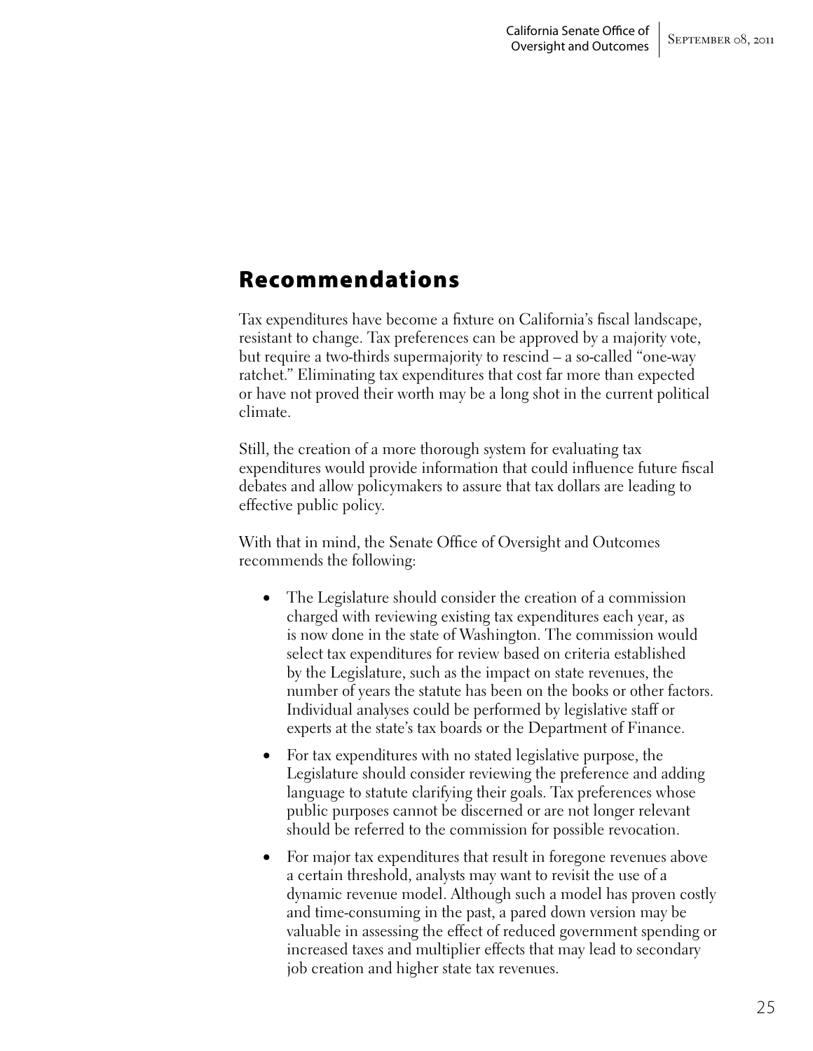## Recommendations

Tax expenditures have become a fixture on California's fiscal landscape, resistant to change. Tax preferences can be approved by a majority vote, but require a two-thirds supermajority to rescind – a so-called "one-way ratchet." Eliminating tax expenditures that cost far more than expected or have not proved their worth may be a long shot in the current political climate.

Still, the creation of a more thorough system for evaluating tax expenditures would provide information that could influence future fiscal debates and allow policymakers to assure that tax dollars are leading to effective public policy.

With that in mind, the Senate Office of Oversight and Outcomes recommends the following:

- The Legislature should consider the creation of a commission charged with reviewing existing tax expenditures each year, as is now done in the state of Washington. The commission would select tax expenditures for review based on criteria established by the Legislature, such as the impact on state revenues, the number of years the statute has been on the books or other factors. Individual analyses could be performed by legislative staff or experts at the state's tax boards or the Department of Finance.
- For tax expenditures with no stated legislative purpose, the Legislature should consider reviewing the preference and adding language to statute clarifying their goals. Tax preferences whose public purposes cannot be discerned or are not longer relevant should be referred to the commission for possible revocation.
- For major tax expenditures that result in foregone revenues above a certain threshold, analysts may want to revisit the use of a dynamic revenue model. Although such a model has proven costly and time-consuming in the past, a pared down version may be valuable in assessing the effect of reduced government spending or increased taxes and multiplier effects that may lead to secondary job creation and higher state tax revenues.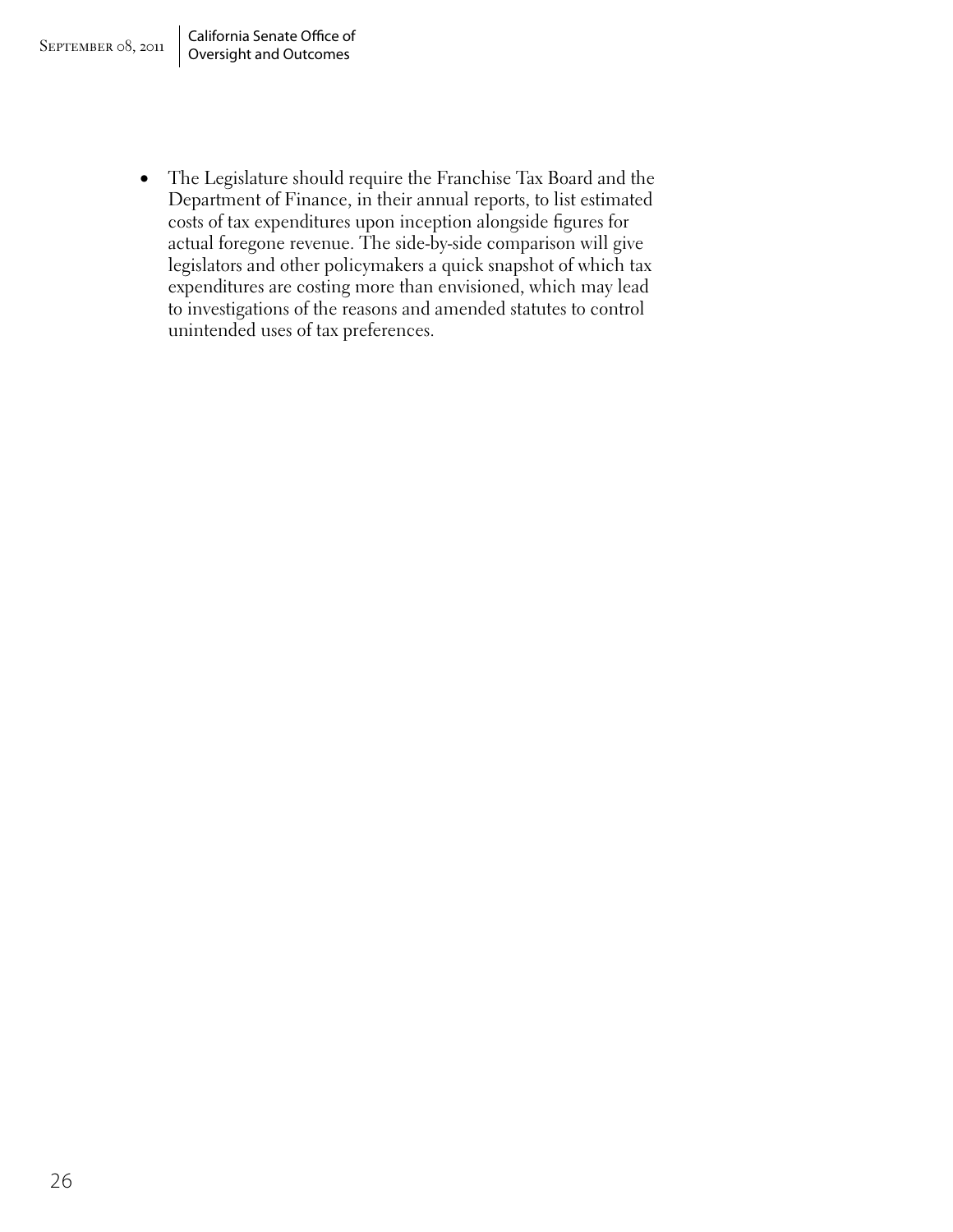- The Legislature should require the Franchise Tax Board and the Department of Finance, in their annual reports, to list estimated costs of tax expenditures upon inception alongside figures for actual foregone revenue. The side-by-side comparison will give legislators and other policymakers a quick snapshot of which tax expenditures are costing more than envisioned, which may lead to investigations of the reasons and amended statutes to control unintended uses of tax preferences.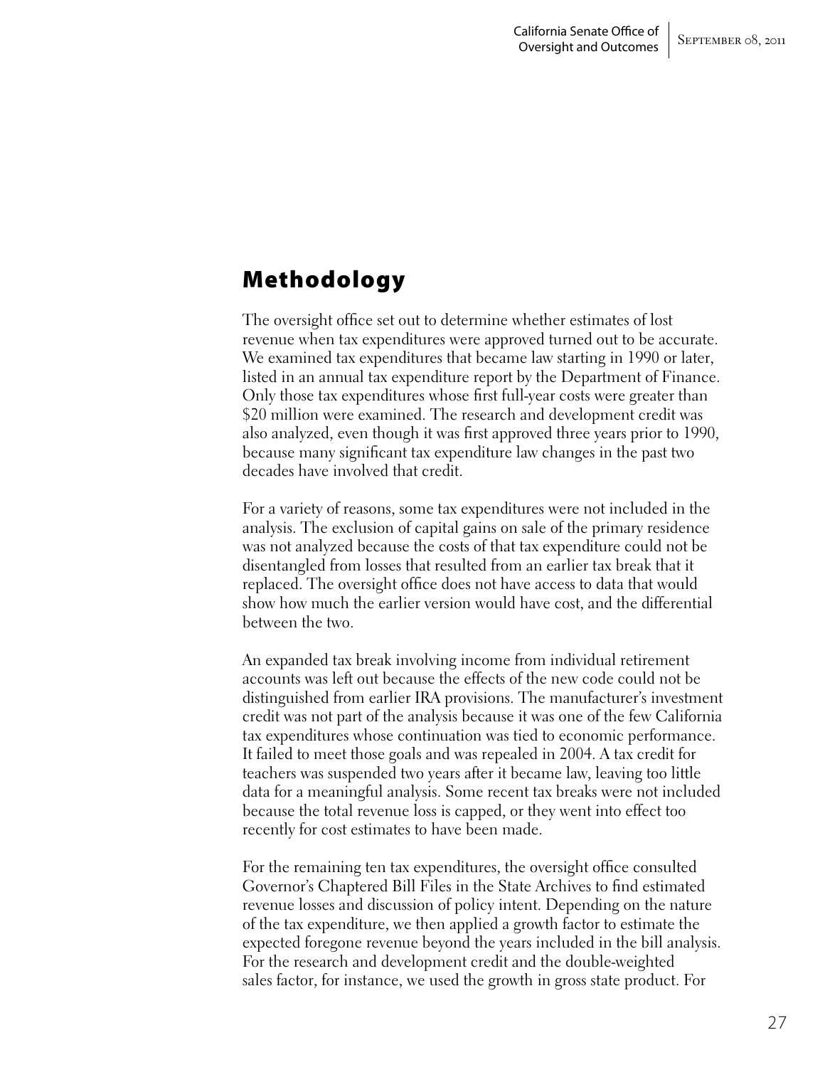## Methodology

The oversight office set out to determine whether estimates of lost revenue when tax expenditures were approved turned out to be accurate. We examined tax expenditures that became law starting in 1990 or later, listed in an annual tax expenditure report by the Department of Finance. Only those tax expenditures whose first full-year costs were greater than $20 million were examined. The research and development credit was also analyzed, even though it was first approved three years prior to 1990, because many significant tax expenditure law changes in the past two decades have involved that credit.

For a variety of reasons, some tax expenditures were not included in the analysis. The exclusion of capital gains on sale of the primary residence was not analyzed because the costs of that tax expenditure could not be disentangled from losses that resulted from an earlier tax break that it replaced. The oversight office does not have access to data that would show how much the earlier version would have cost, and the differential between the two.

An expanded tax break involving income from individual retirement accounts was left out because the effects of the new code could not be distinguished from earlier IRA provisions. The manufacturer's investment credit was not part of the analysis because it was one of the few California tax expenditures whose continuation was tied to economic performance. It failed to meet those goals and was repealed in 2004. A tax credit for teachers was suspended two years after it became law, leaving too little data for a meaningful analysis. Some recent tax breaks were not included because the total revenue loss is capped, or they went into effect too recently for cost estimates to have been made.

For the remaining ten tax expenditures, the oversight office consulted Governor's Chaptered Bill Files in the State Archives to find estimated revenue losses and discussion of policy intent. Depending on the nature of the tax expenditure, we then applied a growth factor to estimate the expected foregone revenue beyond the years included in the bill analysis. For the research and development credit and the double-weighted sales factor, for instance, we used the growth in gross state product. For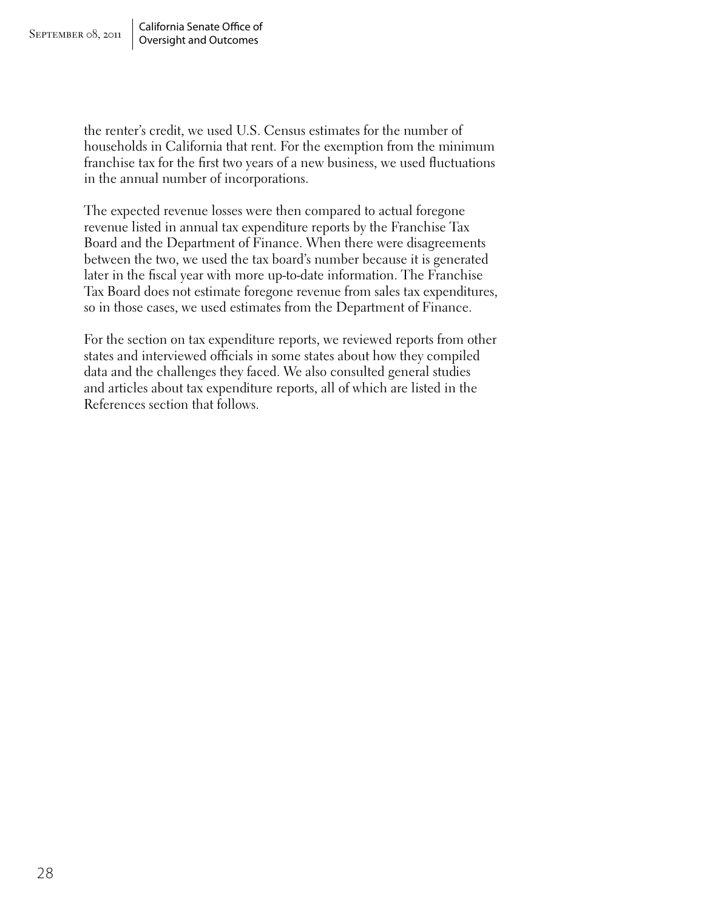the renter's credit, we used U.S. Census estimates for the number of households in California that rent. For the exemption from the minimum franchise tax for the first two years of a new business, we used fluctuations in the annual number of incorporations.

The expected revenue losses were then compared to actual foregone revenue listed in annual tax expenditure reports by the Franchise Tax Board and the Department of Finance. When there were disagreements between the two, we used the tax board's number because it is generated later in the fiscal year with more up-to-date information. The Franchise Tax Board does not estimate foregone revenue from sales tax expenditures, so in those cases, we used estimates from the Department of Finance.

For the section on tax expenditure reports, we reviewed reports from other states and interviewed officials in some states about how they compiled data and the challenges they faced. We also consulted general studies and articles about tax expenditure reports, all of which are listed in the References section that follows.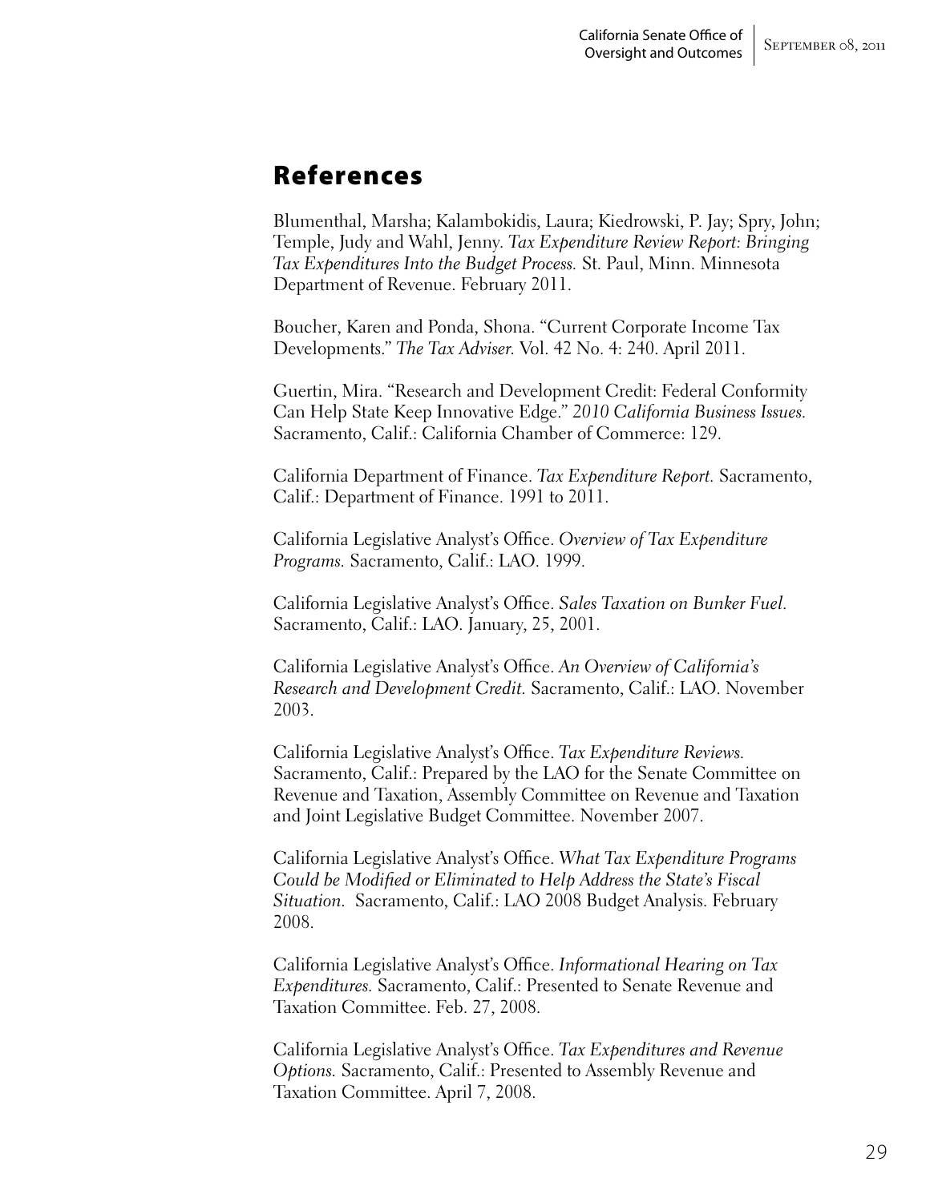## References

Blumenthal, Marsha; Kalambokidis, Laura; Kiedrowski, P. Jay; Spry, John; Temple, Judy and Wahl, Jenny. *Tax Expenditure Review Report: Bringing Tax Expenditures Into the Budget Process.* St. Paul, Minn. Minnesota Department of Revenue. February 2011.

Boucher, Karen and Ponda, Shona. "Current Corporate Income Tax Developments." *The Tax Adviser*. Vol. 42 No. 4: 240. April 2011.

Guertin, Mira. "Research and Development Credit: Federal Conformity Can Help State Keep Innovative Edge." *2010 California Business Issues.* Sacramento, Calif.: California Chamber of Commerce: 129.

California Department of Finance. *Tax Expenditure Report.* Sacramento, Calif.: Department of Finance. 1991 to 2011.

California Legislative Analyst's Office. *Overview of Tax Expenditure Programs.* Sacramento, Calif.: LAO. 1999.

California Legislative Analyst's Office. *Sales Taxation on Bunker Fuel.* Sacramento, Calif.: LAO. January, 25, 2001.

California Legislative Analyst's Office. *An Overview of California's Research and Development Credit.* Sacramento, Calif.: LAO. November 2003.

California Legislative Analyst's Office. *Tax Expenditure Reviews.* Sacramento, Calif.: Prepared by the LAO for the Senate Committee on Revenue and Taxation, Assembly Committee on Revenue and Taxation and Joint Legislative Budget Committee. November 2007.

California Legislative Analyst's Office. *What Tax Expenditure Programs Could be Modified or Eliminated to Help Address the State's Fiscal Situation.* Sacramento, Calif.: LAO 2008 Budget Analysis. February 2008.

California Legislative Analyst's Office. *Informational Hearing on Tax Expenditures.* Sacramento, Calif.: Presented to Senate Revenue and Taxation Committee. Feb. 27, 2008.

California Legislative Analyst's Office. *Tax Expenditures and Revenue Options.* Sacramento, Calif.: Presented to Assembly Revenue and Taxation Committee. April 7, 2008.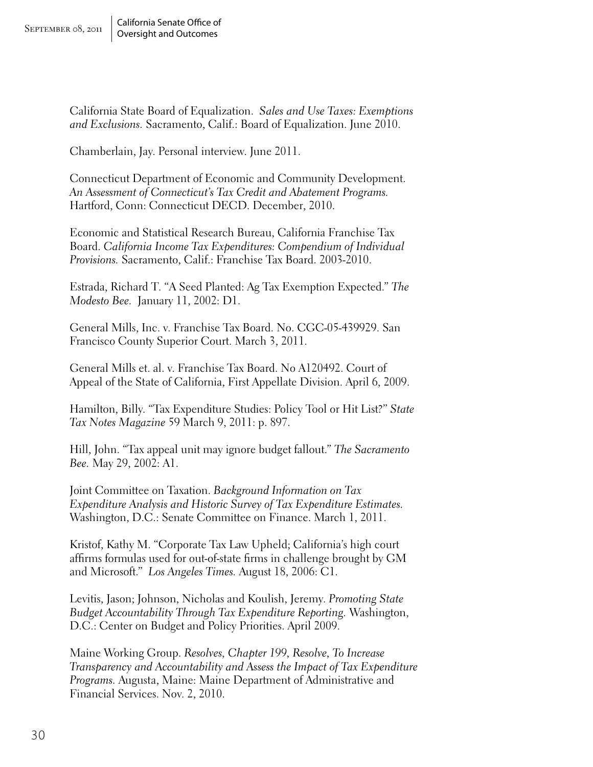California State Board of Equalization. *Sales and Use Taxes: Exemptions and Exclusions.* Sacramento, Calif.: Board of Equalization. June 2010.

Chamberlain, Jay. Personal interview. June 2011.

Connecticut Department of Economic and Community Development. *An Assessment of Connecticut's Tax Credit and Abatement Programs.* Hartford, Conn: Connecticut DECD. December, 2010.

Economic and Statistical Research Bureau, California Franchise Tax Board. *California Income Tax Expenditures: Compendium of Individual Provisions.* Sacramento, Calif.: Franchise Tax Board. 2003-2010.

Estrada, Richard T. "A Seed Planted: Ag Tax Exemption Expected." *The Modesto Bee.* January 11, 2002: D1.

General Mills, Inc. v. Franchise Tax Board. No. CGC-05-439929. San Francisco County Superior Court. March 3, 2011.

General Mills et. al. v. Franchise Tax Board. No A120492. Court of Appeal of the State of California, First Appellate Division. April 6, 2009.

Hamilton, Billy. "Tax Expenditure Studies: Policy Tool or Hit List?" *State Tax Notes Magazine* 59 March 9, 2011: p. 897.

Hill, John. "Tax appeal unit may ignore budget fallout." *The Sacramento Bee.* May 29, 2002: A1.

Joint Committee on Taxation. *Background Information on Tax Expenditure Analysis and Historic Survey of Tax Expenditure Estimates.* Washington, D.C.: Senate Committee on Finance. March 1, 2011.

Kristof, Kathy M. "Corporate Tax Law Upheld; California's high court affirms formulas used for out-of-state firms in challenge brought by GM and Microsoft." *Los Angeles Times.* August 18, 2006: C1.

Levitis, Jason; Johnson, Nicholas and Koulish, Jeremy. *Promoting State Budget Accountability Through Tax Expenditure Reporting.* Washington, D.C.: Center on Budget and Policy Priorities. April 2009.

Maine Working Group. *Resolves, Chapter 199, Resolve, To Increase Transparency and Accountability and Assess the Impact of Tax Expenditure Programs.* Augusta, Maine: Maine Department of Administrative and Financial Services. Nov. 2, 2010.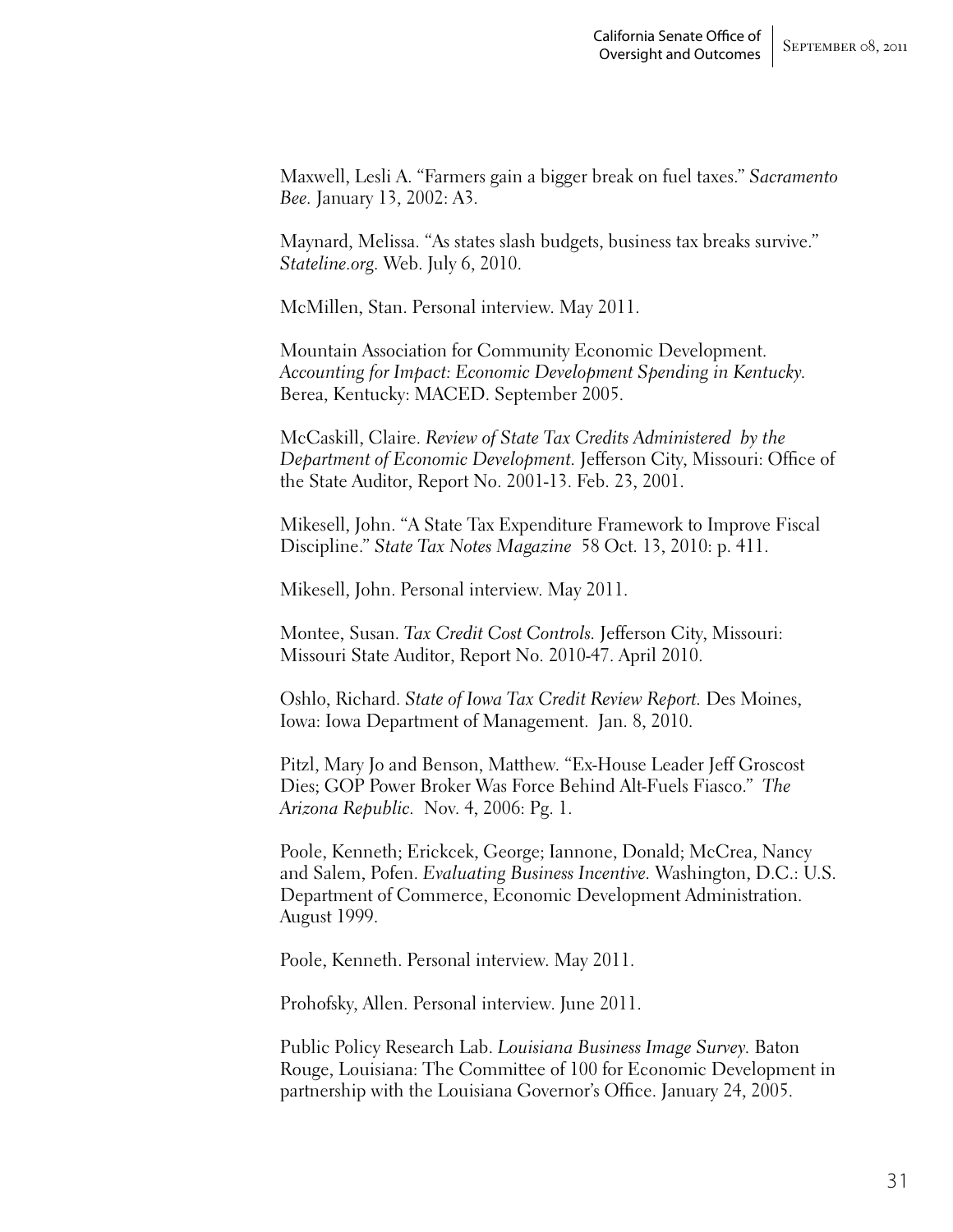Maxwell, Lesli A. "Farmers gain a bigger break on fuel taxes." *Sacramento Bee.* January 13, 2002: A3.

Maynard, Melissa. "As states slash budgets, business tax breaks survive." *Stateline.org.* Web. July 6, 2010.

McMillen, Stan. Personal interview. May 2011.

Mountain Association for Community Economic Development. *Accounting for Impact: Economic Development Spending in Kentucky.* Berea, Kentucky: MACED. September 2005.

McCaskill, Claire. *Review of State Tax Credits Administered by the Department of Economic Development.* Jefferson City, Missouri: Office of the State Auditor, Report No. 2001-13. Feb. 23, 2001.

Mikesell, John. "A State Tax Expenditure Framework to Improve Fiscal Discipline." *State Tax Notes Magazine* 58 Oct. 13, 2010: p. 411.

Mikesell, John. Personal interview. May 2011.

Montee, Susan. *Tax Credit Cost Controls.* Jefferson City, Missouri: Missouri State Auditor, Report No. 2010-47. April 2010.

Oshlo, Richard. *State of Iowa Tax Credit Review Report.* Des Moines, Iowa: Iowa Department of Management. Jan. 8, 2010.

Pitzl, Mary Jo and Benson, Matthew. "Ex-House Leader Jeff Groscost Dies; GOP Power Broker Was Force Behind Alt-Fuels Fiasco." *The Arizona Republic.* Nov. 4, 2006: Pg. 1.

Poole, Kenneth; Erickcek, George; Iannone, Donald; McCrea, Nancy and Salem, Pofen. *Evaluating Business Incentive.* Washington, D.C.: U.S. Department of Commerce, Economic Development Administration. August 1999.

Poole, Kenneth. Personal interview. May 2011.

Prohofsky, Allen. Personal interview. June 2011.

Public Policy Research Lab. *Louisiana Business Image Survey.* Baton Rouge, Louisiana: The Committee of 100 for Economic Development in partnership with the Louisiana Governor's Office. January 24, 2005.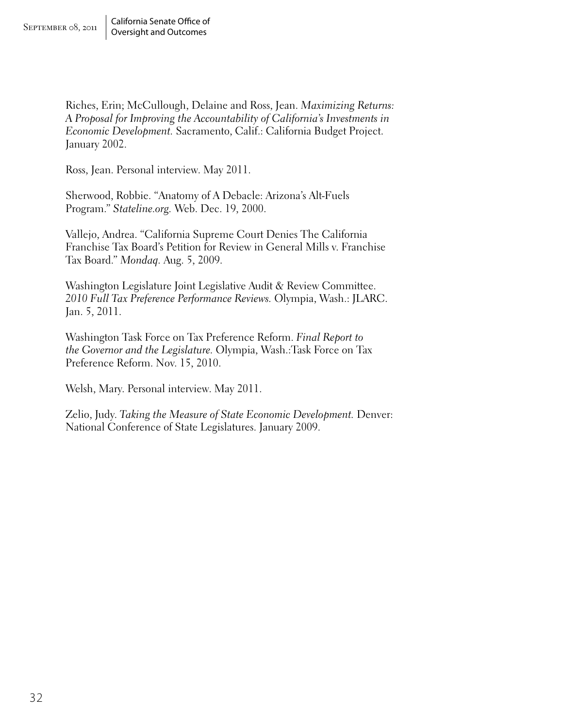Riches, Erin; McCullough, Delaine and Ross, Jean. *Maximizing Returns: A Proposal for Improving the Accountability of California's Investments in Economic Development.* Sacramento, Calif.: California Budget Project. January 2002.

Ross, Jean. Personal interview. May 2011.

Sherwood, Robbie. "Anatomy of A Debacle: Arizona's Alt-Fuels Program." *Stateline.org.* Web. Dec. 19, 2000.

Vallejo, Andrea. "California Supreme Court Denies The California Franchise Tax Board's Petition for Review in General Mills v. Franchise Tax Board." *Mondaq.* Aug. 5, 2009.

Washington Legislature Joint Legislative Audit & Review Committee. *2010 Full Tax Preference Performance Reviews.* Olympia, Wash.: JLARC. Jan. 5, 2011.

Washington Task Force on Tax Preference Reform. *Final Report to the Governor and the Legislature.* Olympia, Wash.:Task Force on Tax Preference Reform. Nov. 15, 2010.

Welsh, Mary. Personal interview. May 2011.

Zelio, Judy. *Taking the Measure of State Economic Development.* Denver: National Conference of State Legislatures. January 2009.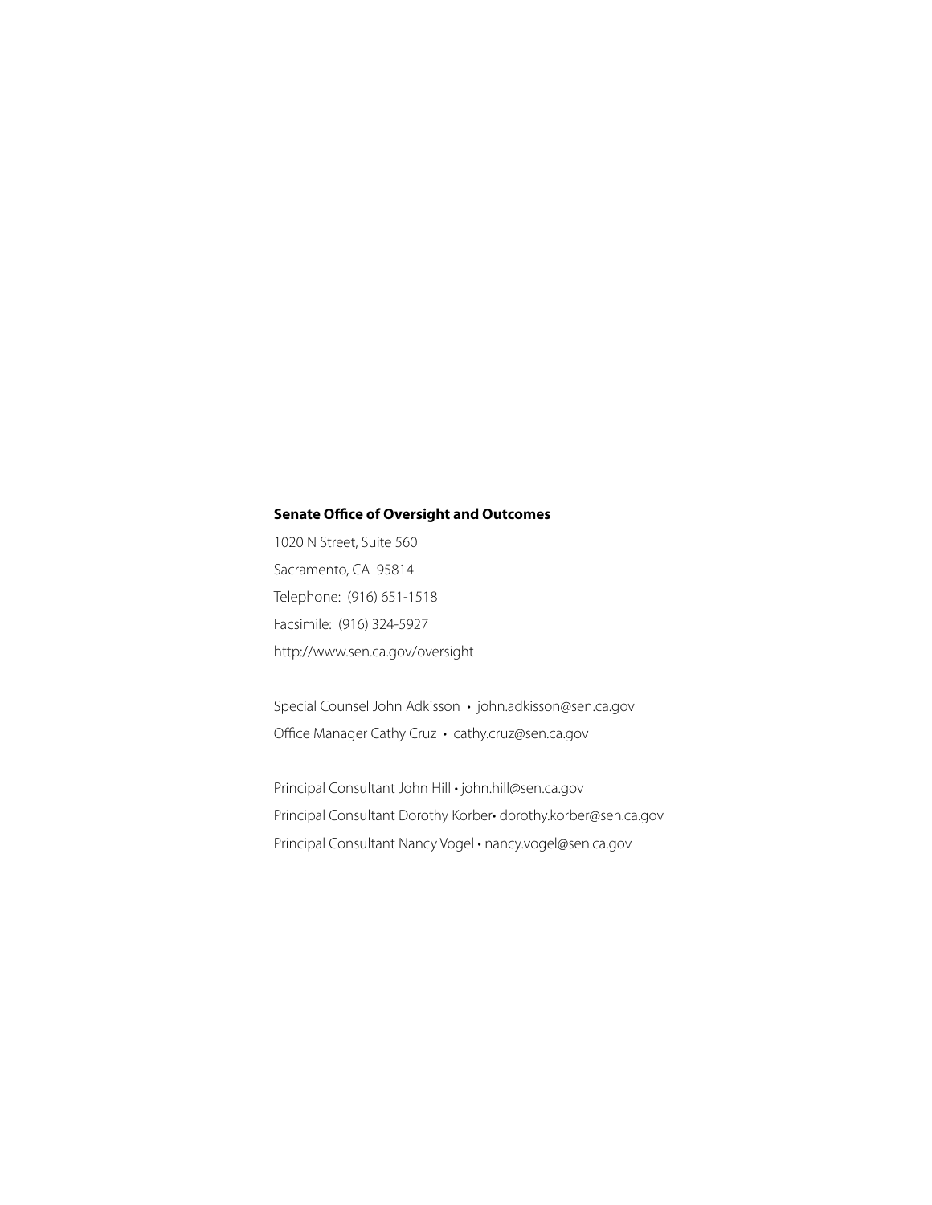**Senate Office of Oversight and Outcomes**

1020 N Street, Suite 560

Sacramento, CA 95814

Telephone: (916) 651-1518

Facsimile: (916) 324-5927

http://www.sen.ca.gov/oversight

Special Counsel John Adkisson • john.adkisson@sen.ca.gov

Office Manager Cathy Cruz • cathy.cruz@sen.ca.gov

Principal Consultant John Hill • john.hill@sen.ca.gov

Principal Consultant Dorothy Korber• dorothy.korber@sen.ca.gov

Principal Consultant Nancy Vogel • nancy.vogel@sen.ca.gov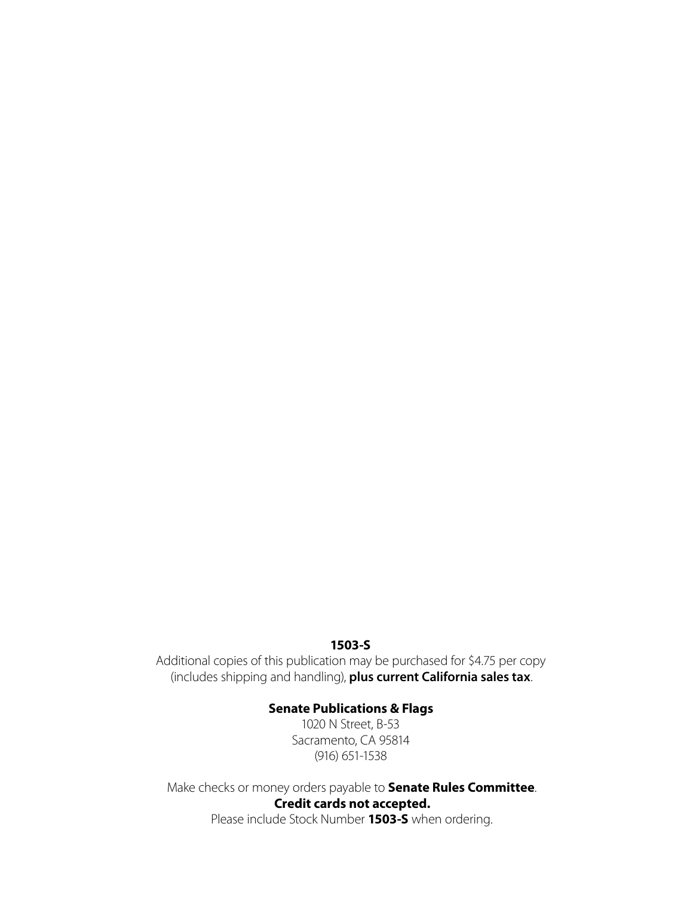**1503-S**

Additional copies of this publication may be purchased for $4.75 per copy (includes shipping and handling), **plus current California sales tax**.

**Senate Publications & Flags**

1020 N Street, B-53
Sacramento, CA 95814
(916) 651-1538

Make checks or money orders payable to **Senate Rules Committee**.

**Credit cards not accepted.**

Please include Stock Number **1503-S** when ordering.